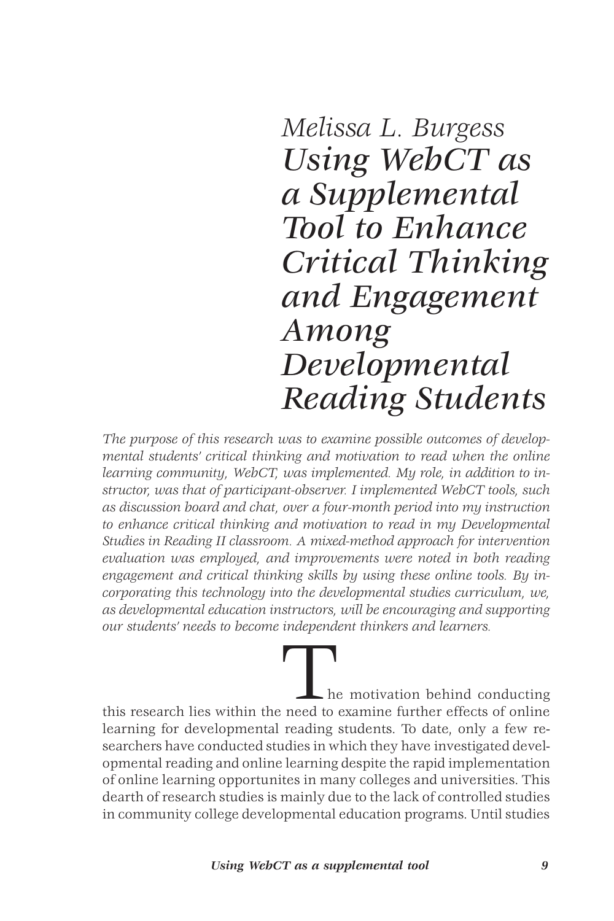*Melissa L. Burgess*

# *Using WebCT as a Supplemental Tool to Enhance Critical Thinking and Engagement Among Developmental Reading Students*

*The purpose of this research was to examine possible outcomes of developmental students' critical thinking and motivation to read when the online learning community, WebCT, was implemented. My role, in addition to instructor, was that of participant-observer. I implemented WebCT tools, such as discussion board and chat, over a four-month period into my instruction to enhance critical thinking and motivation to read in my Developmental Studies in Reading II classroom. A mixed-method approach for intervention evaluation was employed, and improvements were noted in both reading engagement and critical thinking skills by using these online tools. By incorporating this technology into the developmental studies curriculum, we, as developmental education instructors, will be encouraging and supporting our students' needs to become independent thinkers and learners.*

The motivation behind conducting this research lies within the need to examine further effects of online learning for developmental reading students. To date, only a few researchers have conducted studies in which they have investigated developmental reading and online learning despite the rapid implementation of online learning opportunites in many colleges and universities. This dearth of research studies is mainly due to the lack of controlled studies in community college developmental education programs. Until studies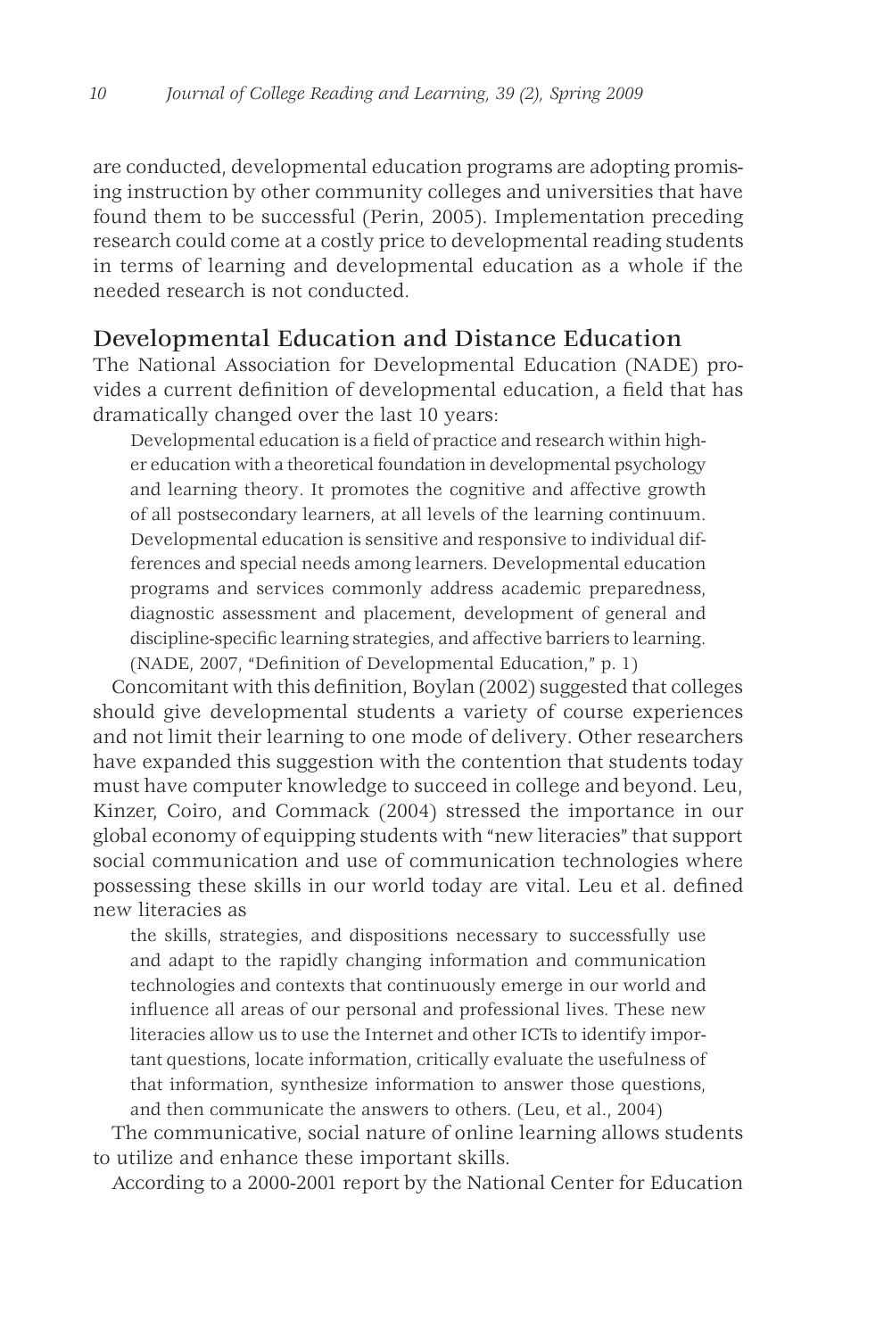are conducted, developmental education programs are adopting promising instruction by other community colleges and universities that have found them to be successful (Perin, 2005). Implementation preceding research could come at a costly price to developmental reading students in terms of learning and developmental education as a whole if the needed research is not conducted.

## Developmental Education and Distance Education

The National Association for Developmental Education (NADE) provides a current definition of developmental education, a field that has dramatically changed over the last 10 years:

> Developmental education is a field of practice and research within higher education with a theoretical foundation in developmental psychology and learning theory. It promotes the cognitive and affective growth of all postsecondary learners, at all levels of the learning continuum. Developmental education is sensitive and responsive to individual differences and special needs among learners. Developmental education programs and services commonly address academic preparedness, diagnostic assessment and placement, development of general and discipline-specific learning strategies, and affective barriers to learning. (NADE, 2007, "Definition of Developmental Education," p. 1)

Concomitant with this definition, Boylan (2002) suggested that colleges should give developmental students a variety of course experiences and not limit their learning to one mode of delivery. Other researchers have expanded this suggestion with the contention that students today must have computer knowledge to succeed in college and beyond. Leu, Kinzer, Coiro, and Commack (2004) stressed the importance in our global economy of equipping students with "new literacies" that support social communication and use of communication technologies where possessing these skills in our world today are vital. Leu et al. defined new literacies as

> the skills, strategies, and dispositions necessary to successfully use and adapt to the rapidly changing information and communication technologies and contexts that continuously emerge in our world and influence all areas of our personal and professional lives. These new literacies allow us to use the Internet and other ICTs to identify important questions, locate information, critically evaluate the usefulness of that information, synthesize information to answer those questions, and then communicate the answers to others. (Leu, et al., 2004)

The communicative, social nature of online learning allows students to utilize and enhance these important skills.

According to a 2000-2001 report by the National Center for Education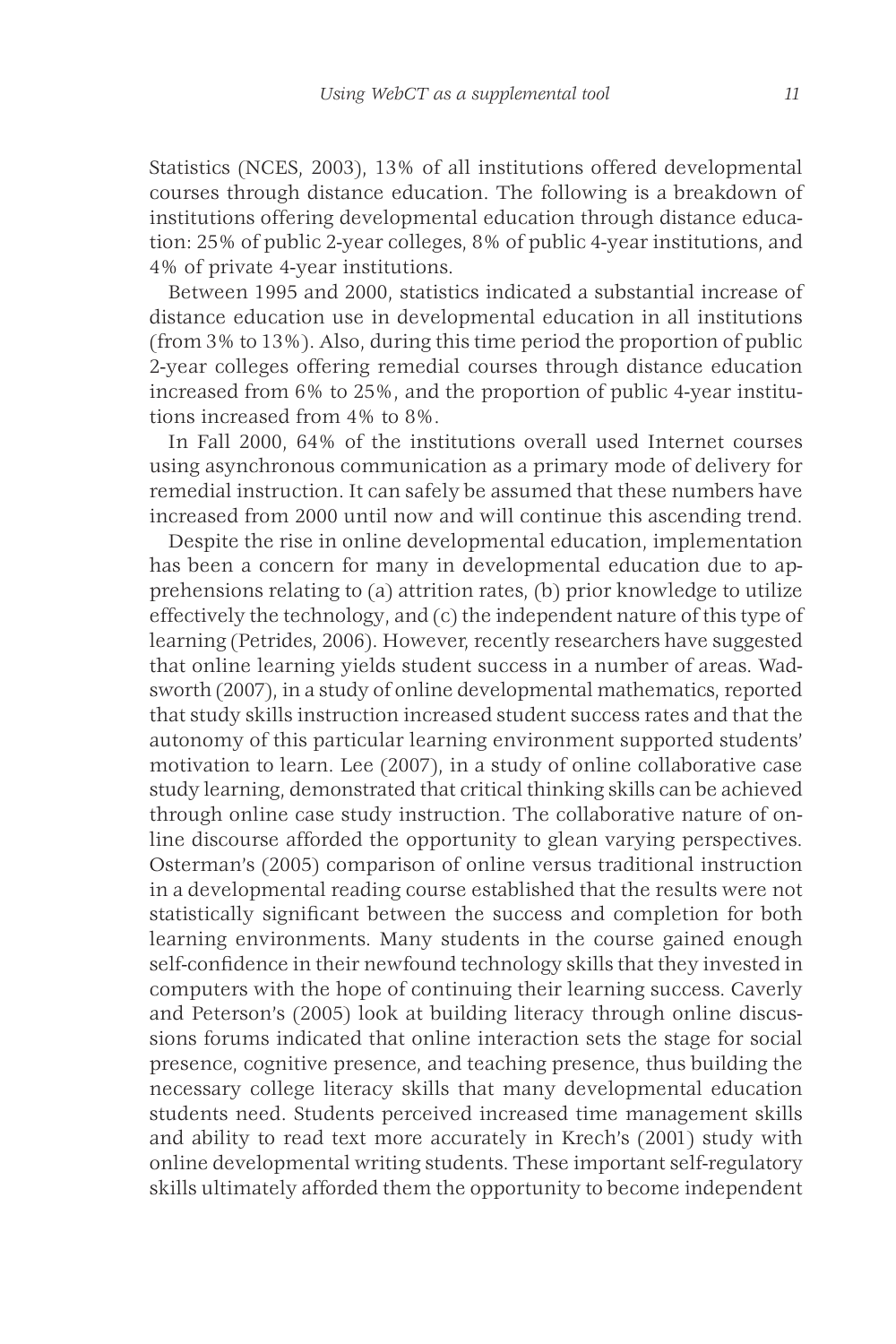Statistics (NCES, 2003), 13% of all institutions offered developmental courses through distance education. The following is a breakdown of institutions offering developmental education through distance education: 25% of public 2-year colleges, 8% of public 4-year institutions, and 4% of private 4-year institutions.

Between 1995 and 2000, statistics indicated a substantial increase of distance education use in developmental education in all institutions (from 3% to 13%). Also, during this time period the proportion of public 2-year colleges offering remedial courses through distance education increased from 6% to 25%, and the proportion of public 4-year institutions increased from 4% to 8%.

In Fall 2000, 64% of the institutions overall used Internet courses using asynchronous communication as a primary mode of delivery for remedial instruction. It can safely be assumed that these numbers have increased from 2000 until now and will continue this ascending trend.

Despite the rise in online developmental education, implementation has been a concern for many in developmental education due to apprehensions relating to (a) attrition rates, (b) prior knowledge to utilize effectively the technology, and (c) the independent nature of this type of learning (Petrides, 2006). However, recently researchers have suggested that online learning yields student success in a number of areas. Wadsworth (2007), in a study of online developmental mathematics, reported that study skills instruction increased student success rates and that the autonomy of this particular learning environment supported students' motivation to learn. Lee (2007), in a study of online collaborative case study learning, demonstrated that critical thinking skills can be achieved through online case study instruction. The collaborative nature of online discourse afforded the opportunity to glean varying perspectives. Osterman's (2005) comparison of online versus traditional instruction in a developmental reading course established that the results were not statistically significant between the success and completion for both learning environments. Many students in the course gained enough self-confidence in their newfound technology skills that they invested in computers with the hope of continuing their learning success. Caverly and Peterson's (2005) look at building literacy through online discussions forums indicated that online interaction sets the stage for social presence, cognitive presence, and teaching presence, thus building the necessary college literacy skills that many developmental education students need. Students perceived increased time management skills and ability to read text more accurately in Krech's (2001) study with online developmental writing students. These important self-regulatory skills ultimately afforded them the opportunity to become independent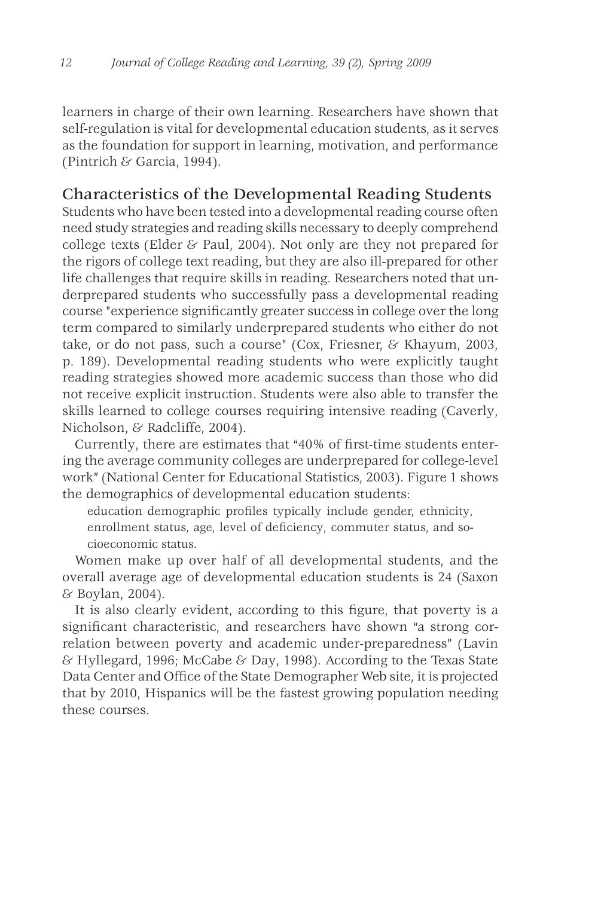learners in charge of their own learning. Researchers have shown that self-regulation is vital for developmental education students, as it serves as the foundation for support in learning, motivation, and performance (Pintrich & Garcia, 1994).

## Characteristics of the Developmental Reading Students

Students who have been tested into a developmental reading course often need study strategies and reading skills necessary to deeply comprehend college texts (Elder & Paul, 2004). Not only are they not prepared for the rigors of college text reading, but they are also ill-prepared for other life challenges that require skills in reading. Researchers noted that underprepared students who successfully pass a developmental reading course "experience significantly greater success in college over the long term compared to similarly underprepared students who either do not take, or do not pass, such a course" (Cox, Friesner, & Khayum, 2003, p. 189). Developmental reading students who were explicitly taught reading strategies showed more academic success than those who did not receive explicit instruction. Students were also able to transfer the skills learned to college courses requiring intensive reading (Caverly, Nicholson, & Radcliffe, 2004).

Currently, there are estimates that "40% of first-time students entering the average community colleges are underprepared for college-level work" (National Center for Educational Statistics, 2003). Figure 1 shows the demographics of developmental education students:

> education demographic profiles typically include gender, ethnicity, enrollment status, age, level of deficiency, commuter status, and socioeconomic status.

Women make up over half of all developmental students, and the overall average age of developmental education students is 24 (Saxon & Boylan, 2004).

It is also clearly evident, according to this figure, that poverty is a significant characteristic, and researchers have shown "a strong correlation between poverty and academic under-preparedness" (Lavin & Hyllegard, 1996; McCabe & Day, 1998). According to the Texas State Data Center and Office of the State Demographer Web site, it is projected that by 2010, Hispanics will be the fastest growing population needing these courses.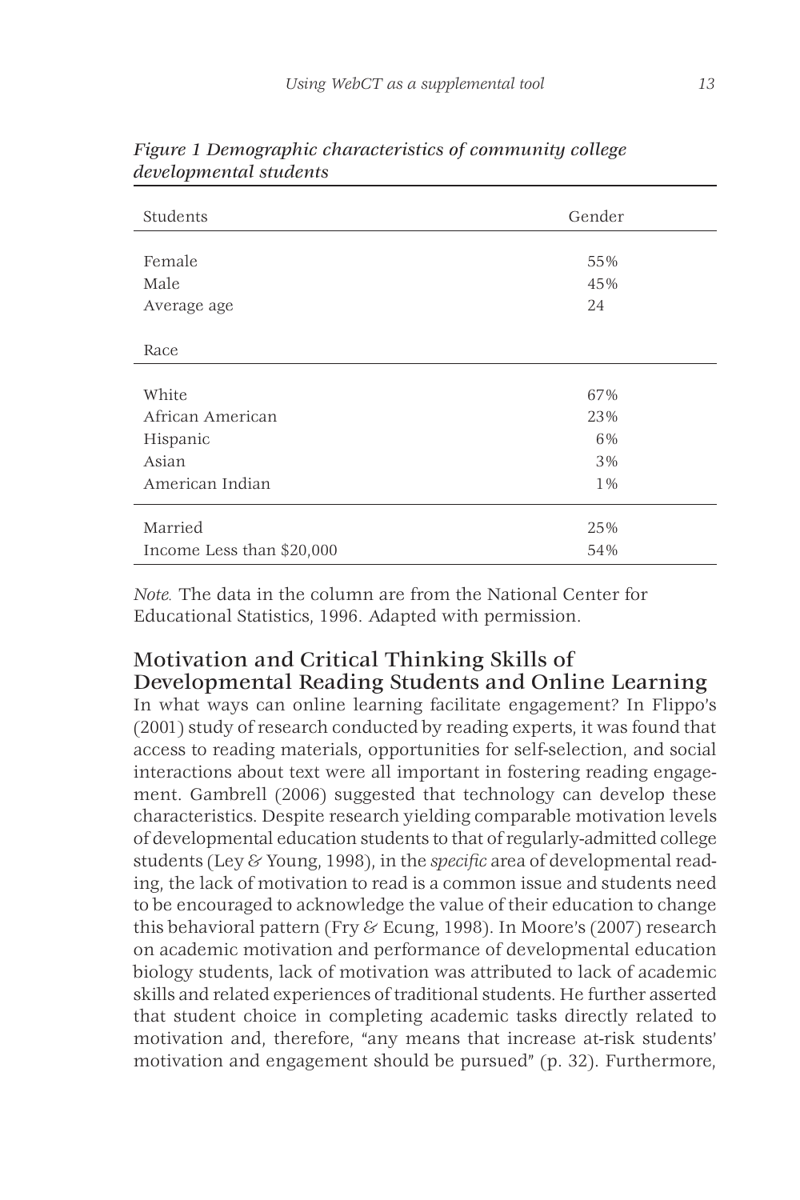*Figure 1 Demographic characteristics of community college developmental students*

| Students | Gender |
|---|---|
| Female | 55% |
| Male | 45% |
| Average age | 24 |
| Race | |
| White | 67% |
| African American | 23% |
| Hispanic | 6% |
| Asian | 3% |
| American Indian | 1% |
| Married | 25% |
| Income Less than $20,000 | 54% |

*Note.* The data in the column are from the National Center for Educational Statistics, 1996. Adapted with permission.

## Motivation and Critical Thinking Skills of Developmental Reading Students and Online Learning

In what ways can online learning facilitate engagement? In Flippo's (2001) study of research conducted by reading experts, it was found that access to reading materials, opportunities for self-selection, and social interactions about text were all important in fostering reading engagement. Gambrell (2006) suggested that technology can develop these characteristics. Despite research yielding comparable motivation levels of developmental education students to that of regularly-admitted college students (Ley & Young, 1998), in the *specific* area of developmental reading, the lack of motivation to read is a common issue and students need to be encouraged to acknowledge the value of their education to change this behavioral pattern (Fry & Ecung, 1998). In Moore's (2007) research on academic motivation and performance of developmental education biology students, lack of motivation was attributed to lack of academic skills and related experiences of traditional students. He further asserted that student choice in completing academic tasks directly related to motivation and, therefore, "any means that increase at-risk students' motivation and engagement should be pursued" (p. 32). Furthermore,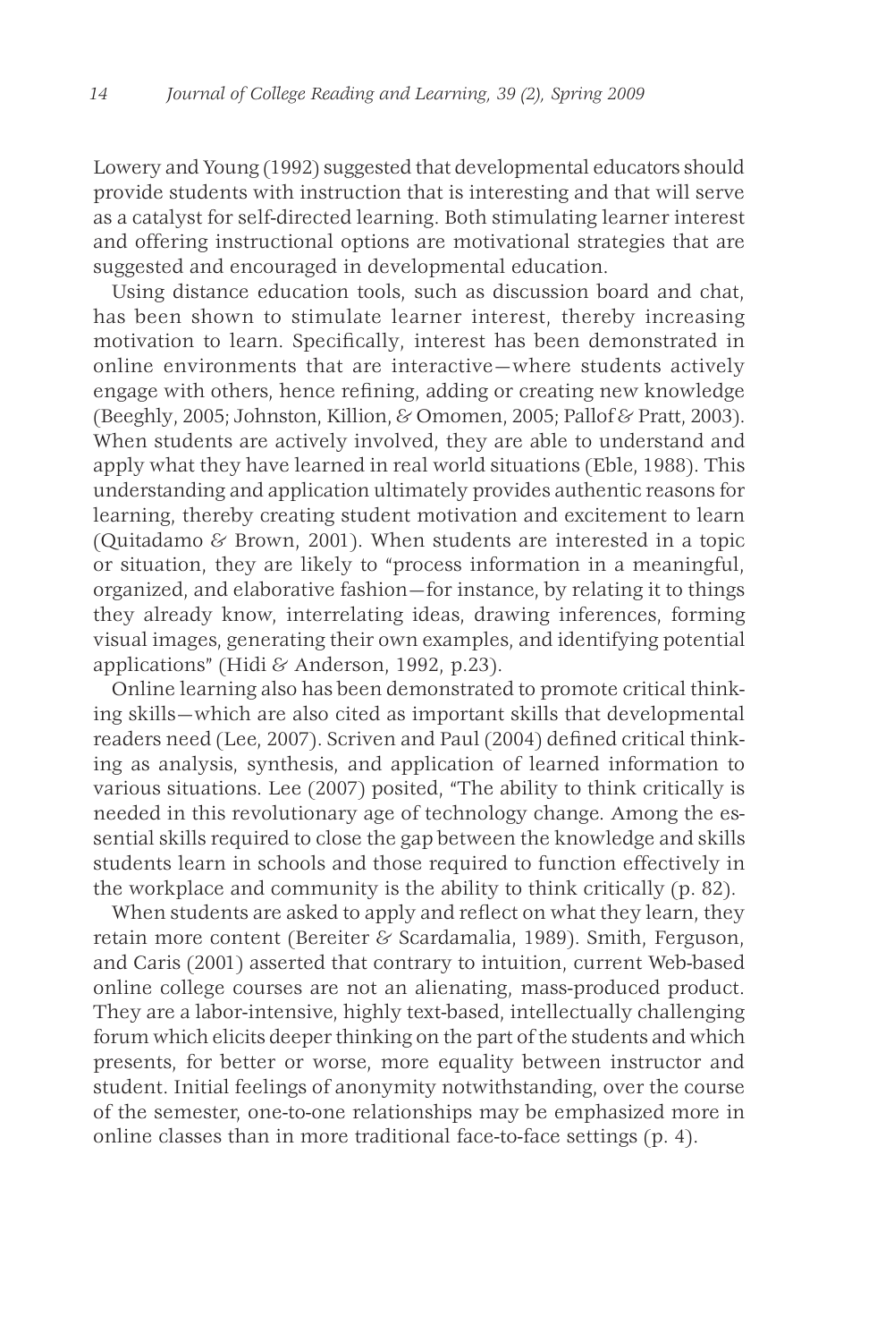Lowery and Young (1992) suggested that developmental educators should provide students with instruction that is interesting and that will serve as a catalyst for self-directed learning. Both stimulating learner interest and offering instructional options are motivational strategies that are suggested and encouraged in developmental education.

Using distance education tools, such as discussion board and chat, has been shown to stimulate learner interest, thereby increasing motivation to learn. Specifically, interest has been demonstrated in online environments that are interactive—where students actively engage with others, hence refining, adding or creating new knowledge (Beeghly, 2005; Johnston, Killion, & Omomen, 2005; Pallof & Pratt, 2003). When students are actively involved, they are able to understand and apply what they have learned in real world situations (Eble, 1988). This understanding and application ultimately provides authentic reasons for learning, thereby creating student motivation and excitement to learn (Quitadamo & Brown, 2001). When students are interested in a topic or situation, they are likely to "process information in a meaningful, organized, and elaborative fashion—for instance, by relating it to things they already know, interrelating ideas, drawing inferences, forming visual images, generating their own examples, and identifying potential applications" (Hidi & Anderson, 1992, p.23).

Online learning also has been demonstrated to promote critical thinking skills—which are also cited as important skills that developmental readers need (Lee, 2007). Scriven and Paul (2004) defined critical thinking as analysis, synthesis, and application of learned information to various situations. Lee (2007) posited, "The ability to think critically is needed in this revolutionary age of technology change. Among the essential skills required to close the gap between the knowledge and skills students learn in schools and those required to function effectively in the workplace and community is the ability to think critically (p. 82).

When students are asked to apply and reflect on what they learn, they retain more content (Bereiter & Scardamalia, 1989). Smith, Ferguson, and Caris (2001) asserted that contrary to intuition, current Web-based online college courses are not an alienating, mass-produced product. They are a labor-intensive, highly text-based, intellectually challenging forum which elicits deeper thinking on the part of the students and which presents, for better or worse, more equality between instructor and student. Initial feelings of anonymity notwithstanding, over the course of the semester, one-to-one relationships may be emphasized more in online classes than in more traditional face-to-face settings (p. 4).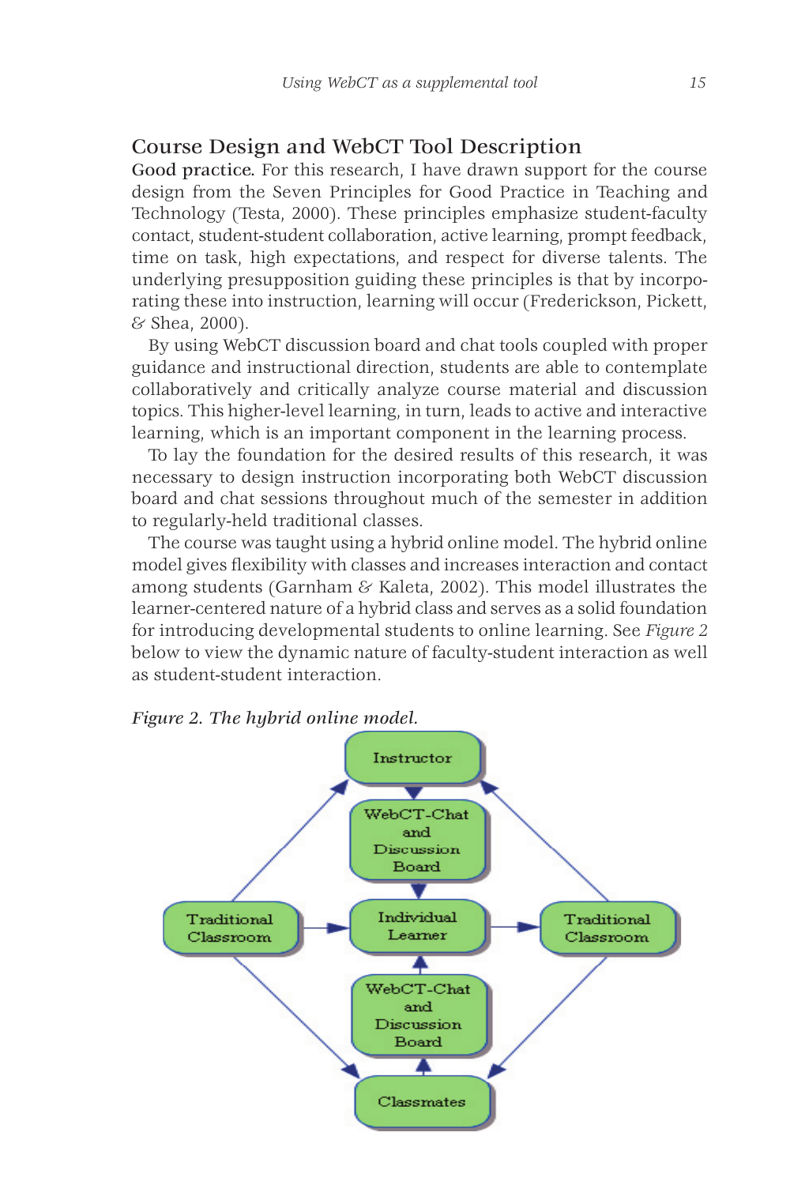## Course Design and WebCT Tool Description

**Good practice.** For this research, I have drawn support for the course design from the Seven Principles for Good Practice in Teaching and Technology (Testa, 2000). These principles emphasize student-faculty contact, student-student collaboration, active learning, prompt feedback, time on task, high expectations, and respect for diverse talents. The underlying presupposition guiding these principles is that by incorporating these into instruction, learning will occur (Frederickson, Pickett, & Shea, 2000).

By using WebCT discussion board and chat tools coupled with proper guidance and instructional direction, students are able to contemplate collaboratively and critically analyze course material and discussion topics. This higher-level learning, in turn, leads to active and interactive learning, which is an important component in the learning process.

To lay the foundation for the desired results of this research, it was necessary to design instruction incorporating both WebCT discussion board and chat sessions throughout much of the semester in addition to regularly-held traditional classes.

The course was taught using a hybrid online model. The hybrid online model gives flexibility with classes and increases interaction and contact among students (Garnham & Kaleta, 2002). This model illustrates the learner-centered nature of a hybrid class and serves as a solid foundation for introducing developmental students to online learning. See *Figure 2* below to view the dynamic nature of faculty-student interaction as well as student-student interaction.

*Figure 2. The hybrid online model.*

Instructor

WebCT-Chat and Discussion Board

Traditional Classroom | Individual Learner | Traditional Classroom

WebCT-Chat and Discussion Board

Classmates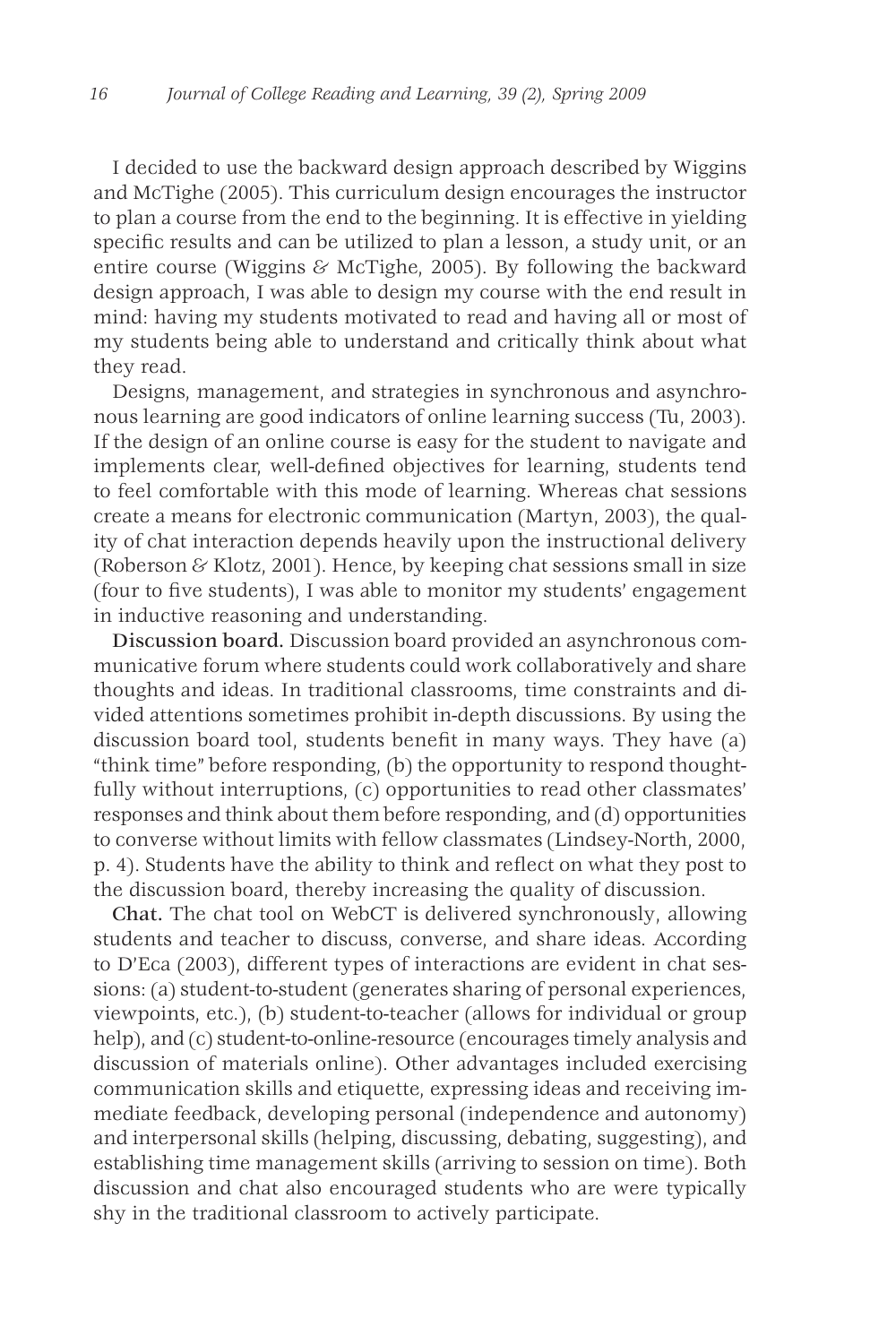I decided to use the backward design approach described by Wiggins and McTighe (2005). This curriculum design encourages the instructor to plan a course from the end to the beginning. It is effective in yielding specific results and can be utilized to plan a lesson, a study unit, or an entire course (Wiggins & McTighe, 2005). By following the backward design approach, I was able to design my course with the end result in mind: having my students motivated to read and having all or most of my students being able to understand and critically think about what they read.

Designs, management, and strategies in synchronous and asynchronous learning are good indicators of online learning success (Tu, 2003). If the design of an online course is easy for the student to navigate and implements clear, well-defined objectives for learning, students tend to feel comfortable with this mode of learning. Whereas chat sessions create a means for electronic communication (Martyn, 2003), the quality of chat interaction depends heavily upon the instructional delivery (Roberson & Klotz, 2001). Hence, by keeping chat sessions small in size (four to five students), I was able to monitor my students' engagement in inductive reasoning and understanding.

**Discussion board.** Discussion board provided an asynchronous communicative forum where students could work collaboratively and share thoughts and ideas. In traditional classrooms, time constraints and divided attentions sometimes prohibit in-depth discussions. By using the discussion board tool, students benefit in many ways. They have (a) "think time" before responding, (b) the opportunity to respond thoughtfully without interruptions, (c) opportunities to read other classmates' responses and think about them before responding, and (d) opportunities to converse without limits with fellow classmates (Lindsey-North, 2000, p. 4). Students have the ability to think and reflect on what they post to the discussion board, thereby increasing the quality of discussion.

**Chat.** The chat tool on WebCT is delivered synchronously, allowing students and teacher to discuss, converse, and share ideas. According to D'Eca (2003), different types of interactions are evident in chat sessions: (a) student-to-student (generates sharing of personal experiences, viewpoints, etc.), (b) student-to-teacher (allows for individual or group help), and (c) student-to-online-resource (encourages timely analysis and discussion of materials online). Other advantages included exercising communication skills and etiquette, expressing ideas and receiving immediate feedback, developing personal (independence and autonomy) and interpersonal skills (helping, discussing, debating, suggesting), and establishing time management skills (arriving to session on time). Both discussion and chat also encouraged students who are were typically shy in the traditional classroom to actively participate.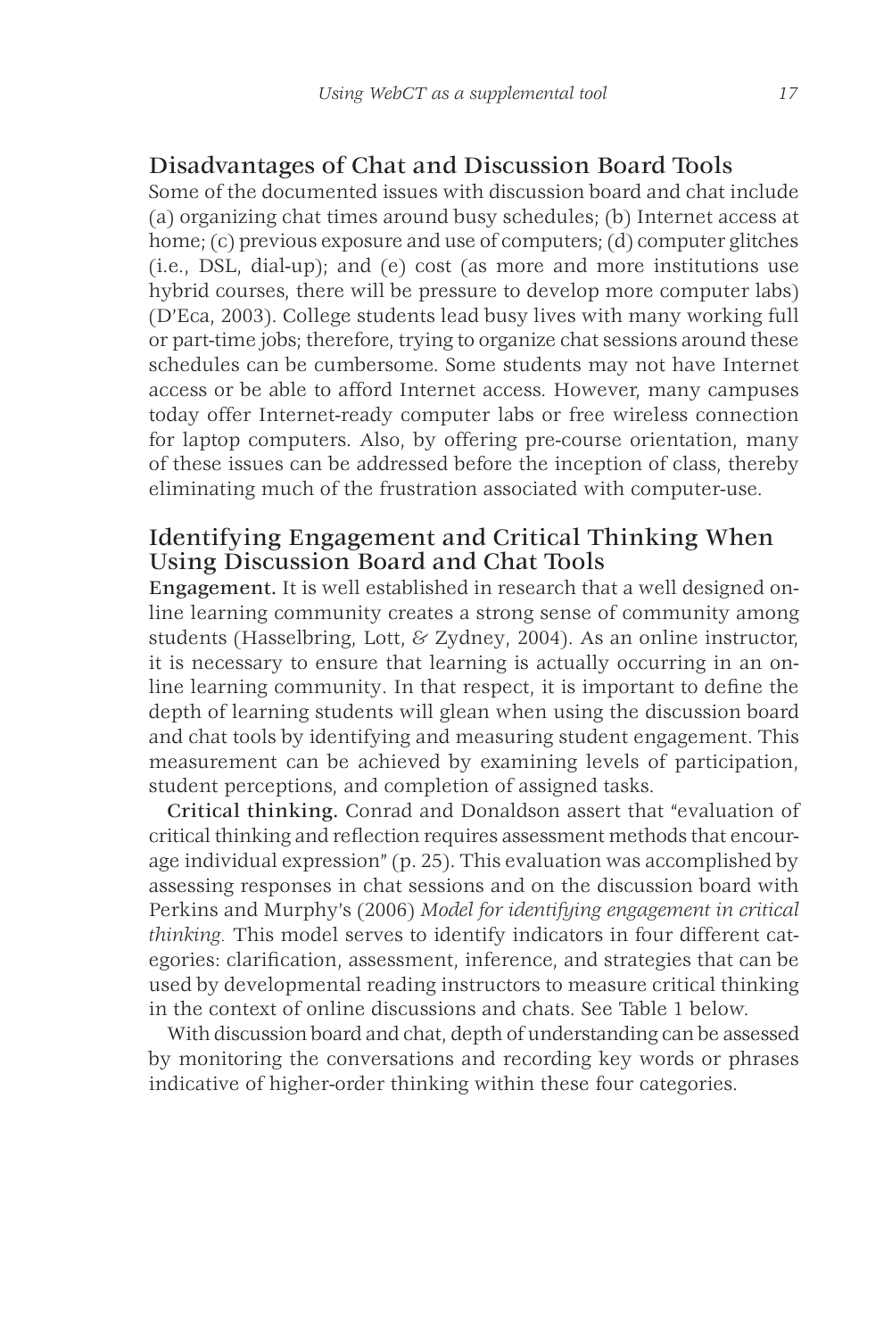## Disadvantages of Chat and Discussion Board Tools

Some of the documented issues with discussion board and chat include (a) organizing chat times around busy schedules; (b) Internet access at home; (c) previous exposure and use of computers; (d) computer glitches (i.e., DSL, dial-up); and (e) cost (as more and more institutions use hybrid courses, there will be pressure to develop more computer labs) (D'Eca, 2003). College students lead busy lives with many working full or part-time jobs; therefore, trying to organize chat sessions around these schedules can be cumbersome. Some students may not have Internet access or be able to afford Internet access. However, many campuses today offer Internet-ready computer labs or free wireless connection for laptop computers. Also, by offering pre-course orientation, many of these issues can be addressed before the inception of class, thereby eliminating much of the frustration associated with computer-use.

## Identifying Engagement and Critical Thinking When Using Discussion Board and Chat Tools

**Engagement.** It is well established in research that a well designed online learning community creates a strong sense of community among students (Hasselbring, Lott, & Zydney, 2004). As an online instructor, it is necessary to ensure that learning is actually occurring in an online learning community. In that respect, it is important to define the depth of learning students will glean when using the discussion board and chat tools by identifying and measuring student engagement. This measurement can be achieved by examining levels of participation, student perceptions, and completion of assigned tasks.

**Critical thinking.** Conrad and Donaldson assert that "evaluation of critical thinking and reflection requires assessment methods that encourage individual expression" (p. 25). This evaluation was accomplished by assessing responses in chat sessions and on the discussion board with Perkins and Murphy's (2006) *Model for identifying engagement in critical thinking.* This model serves to identify indicators in four different categories: clarification, assessment, inference, and strategies that can be used by developmental reading instructors to measure critical thinking in the context of online discussions and chats. See Table 1 below.

With discussion board and chat, depth of understanding can be assessed by monitoring the conversations and recording key words or phrases indicative of higher-order thinking within these four categories.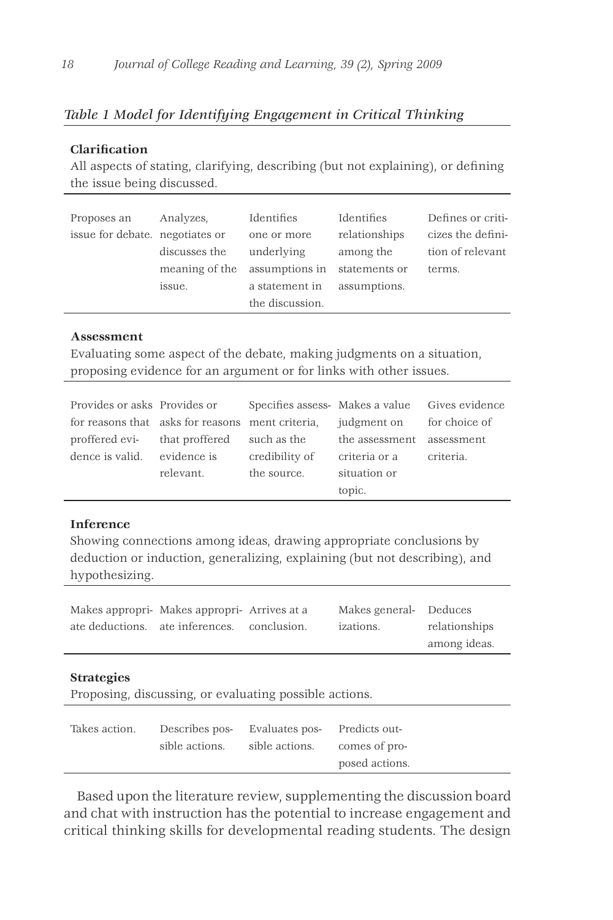*Table 1 Model for Identifying Engagement in Critical Thinking*

**Clarification**

All aspects of stating, clarifying, describing (but not explaining), or defining the issue being discussed.

| | | | | |
|---|---|---|---|---|
| Proposes an issue for debate. | Analyzes, negotiates or discusses the meaning of the issue. | Identifies one or more underlying assumptions in a statement in the discussion. | Identifies relationships among the statements or assumptions. | Defines or criticizes the definition of relevant terms. |

**Assessment**

Evaluating some aspect of the debate, making judgments on a situation, proposing evidence for an argument or for links with other issues.

| | | | | |
|---|---|---|---|---|
| Provides or asks for reasons that proffered evidence is valid. | Provides or asks for reasons that proffered evidence is relevant. | Specifies assessment criteria, such as the credibility of the source. | Makes a value judgment on the assessment criteria or a situation or topic. | Gives evidence for choice of assessment criteria. |

**Inference**

Showing connections among ideas, drawing appropriate conclusions by deduction or induction, generalizing, explaining (but not describing), and hypothesizing.

| | | | | |
|---|---|---|---|---|
| Makes appropriate deductions. | Makes appropriate inferences. | Arrives at a conclusion. | Makes generalizations. | Deduces relationships among ideas. |

**Strategies**

Proposing, discussing, or evaluating possible actions.

| | | | |
|---|---|---|---|
| Takes action. | Describes possible actions. | Evaluates possible actions. | Predicts outcomes of proposed actions. |

Based upon the literature review, supplementing the discussion board and chat with instruction has the potential to increase engagement and critical thinking skills for developmental reading students. The design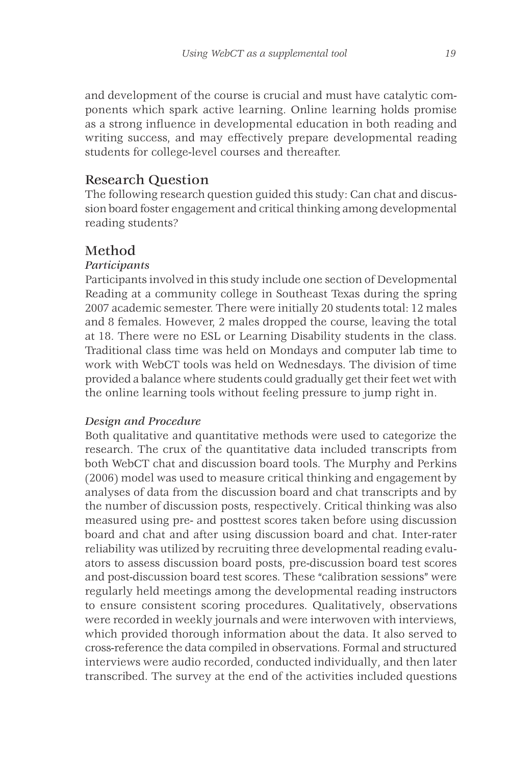and development of the course is crucial and must have catalytic components which spark active learning. Online learning holds promise as a strong influence in developmental education in both reading and writing success, and may effectively prepare developmental reading students for college-level courses and thereafter.

## Research Question

The following research question guided this study: Can chat and discussion board foster engagement and critical thinking among developmental reading students?

## Method

### *Participants*

Participants involved in this study include one section of Developmental Reading at a community college in Southeast Texas during the spring 2007 academic semester. There were initially 20 students total: 12 males and 8 females. However, 2 males dropped the course, leaving the total at 18. There were no ESL or Learning Disability students in the class. Traditional class time was held on Mondays and computer lab time to work with WebCT tools was held on Wednesdays. The division of time provided a balance where students could gradually get their feet wet with the online learning tools without feeling pressure to jump right in.

### *Design and Procedure*

Both qualitative and quantitative methods were used to categorize the research. The crux of the quantitative data included transcripts from both WebCT chat and discussion board tools. The Murphy and Perkins (2006) model was used to measure critical thinking and engagement by analyses of data from the discussion board and chat transcripts and by the number of discussion posts, respectively. Critical thinking was also measured using pre- and posttest scores taken before using discussion board and chat and after using discussion board and chat. Inter-rater reliability was utilized by recruiting three developmental reading evaluators to assess discussion board posts, pre-discussion board test scores and post-discussion board test scores. These "calibration sessions" were regularly held meetings among the developmental reading instructors to ensure consistent scoring procedures. Qualitatively, observations were recorded in weekly journals and were interwoven with interviews, which provided thorough information about the data. It also served to cross-reference the data compiled in observations. Formal and structured interviews were audio recorded, conducted individually, and then later transcribed. The survey at the end of the activities included questions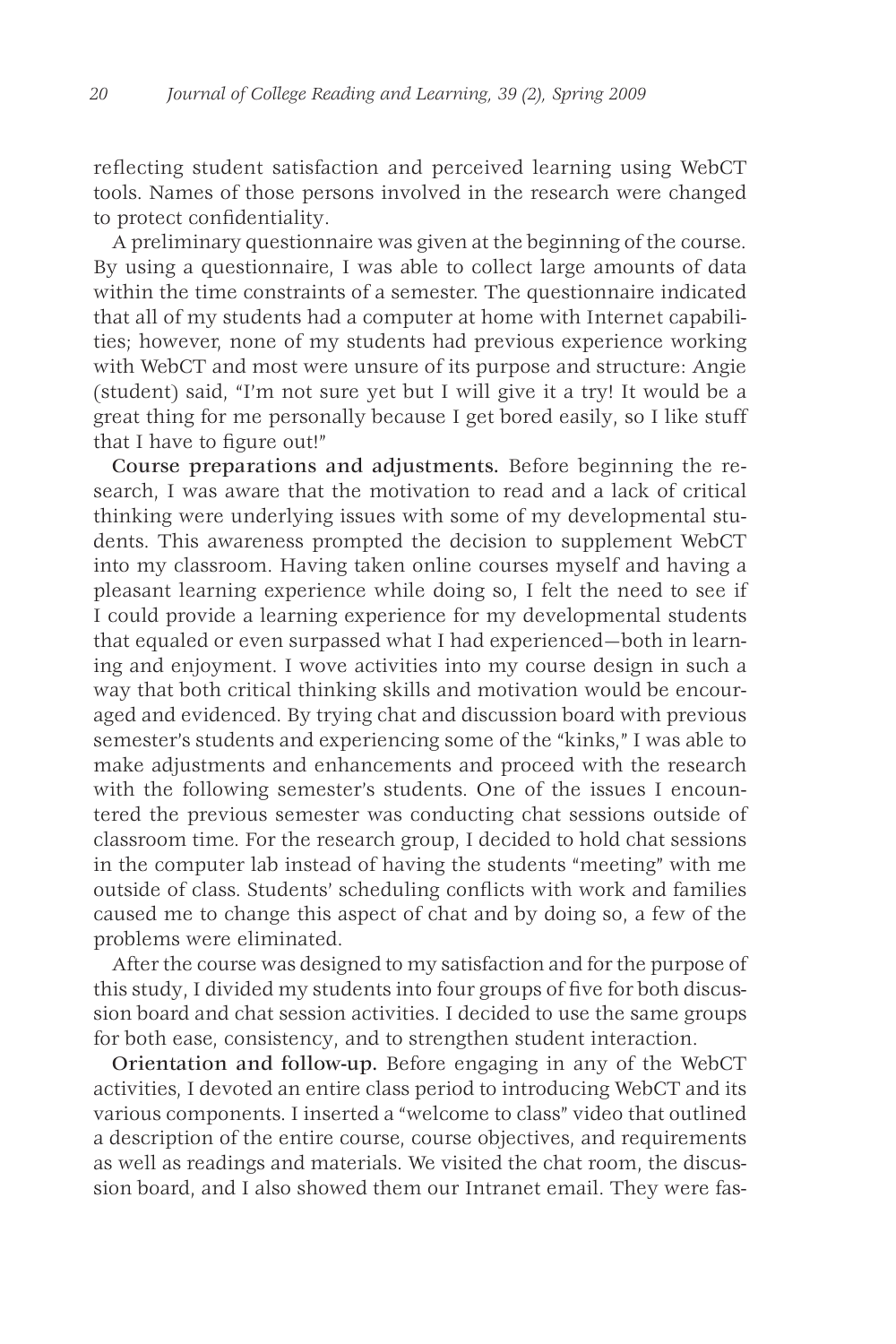reflecting student satisfaction and perceived learning using WebCT tools. Names of those persons involved in the research were changed to protect confidentiality.

A preliminary questionnaire was given at the beginning of the course. By using a questionnaire, I was able to collect large amounts of data within the time constraints of a semester. The questionnaire indicated that all of my students had a computer at home with Internet capabilities; however, none of my students had previous experience working with WebCT and most were unsure of its purpose and structure: Angie (student) said, "I'm not sure yet but I will give it a try! It would be a great thing for me personally because I get bored easily, so I like stuff that I have to figure out!"

**Course preparations and adjustments.** Before beginning the research, I was aware that the motivation to read and a lack of critical thinking were underlying issues with some of my developmental students. This awareness prompted the decision to supplement WebCT into my classroom. Having taken online courses myself and having a pleasant learning experience while doing so, I felt the need to see if I could provide a learning experience for my developmental students that equaled or even surpassed what I had experienced—both in learning and enjoyment. I wove activities into my course design in such a way that both critical thinking skills and motivation would be encouraged and evidenced. By trying chat and discussion board with previous semester's students and experiencing some of the "kinks," I was able to make adjustments and enhancements and proceed with the research with the following semester's students. One of the issues I encountered the previous semester was conducting chat sessions outside of classroom time. For the research group, I decided to hold chat sessions in the computer lab instead of having the students "meeting" with me outside of class. Students' scheduling conflicts with work and families caused me to change this aspect of chat and by doing so, a few of the problems were eliminated.

After the course was designed to my satisfaction and for the purpose of this study, I divided my students into four groups of five for both discussion board and chat session activities. I decided to use the same groups for both ease, consistency, and to strengthen student interaction.

**Orientation and follow-up.** Before engaging in any of the WebCT activities, I devoted an entire class period to introducing WebCT and its various components. I inserted a "welcome to class" video that outlined a description of the entire course, course objectives, and requirements as well as readings and materials. We visited the chat room, the discussion board, and I also showed them our Intranet email. They were fas-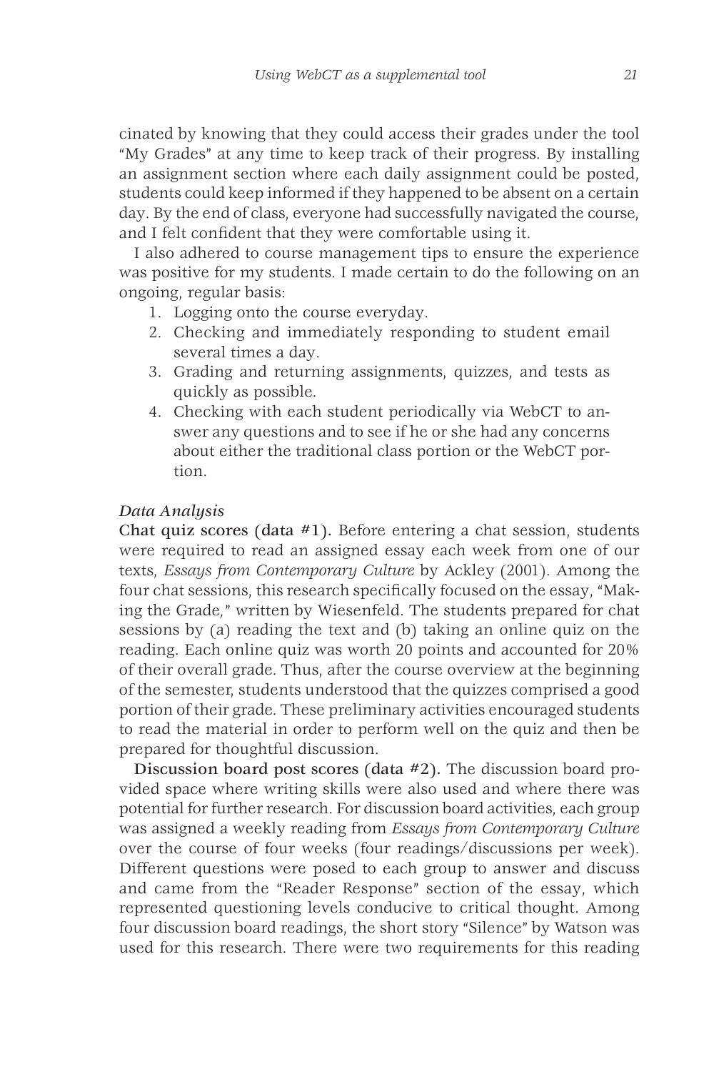cinated by knowing that they could access their grades under the tool "My Grades" at any time to keep track of their progress. By installing an assignment section where each daily assignment could be posted, students could keep informed if they happened to be absent on a certain day. By the end of class, everyone had successfully navigated the course, and I felt confident that they were comfortable using it.

I also adhered to course management tips to ensure the experience was positive for my students. I made certain to do the following on an ongoing, regular basis:

1. Logging onto the course everyday.
2. Checking and immediately responding to student email several times a day.
3. Grading and returning assignments, quizzes, and tests as quickly as possible.
4. Checking with each student periodically via WebCT to answer any questions and to see if he or she had any concerns about either the traditional class portion or the WebCT portion.

*Data Analysis*

**Chat quiz scores (data #1).** Before entering a chat session, students were required to read an assigned essay each week from one of our texts, *Essays from Contemporary Culture* by Ackley (2001). Among the four chat sessions, this research specifically focused on the essay, "Making the Grade," written by Wiesenfeld. The students prepared for chat sessions by (a) reading the text and (b) taking an online quiz on the reading. Each online quiz was worth 20 points and accounted for 20% of their overall grade. Thus, after the course overview at the beginning of the semester, students understood that the quizzes comprised a good portion of their grade. These preliminary activities encouraged students to read the material in order to perform well on the quiz and then be prepared for thoughtful discussion.

**Discussion board post scores (data #2).** The discussion board provided space where writing skills were also used and where there was potential for further research. For discussion board activities, each group was assigned a weekly reading from *Essays from Contemporary Culture* over the course of four weeks (four readings/discussions per week). Different questions were posed to each group to answer and discuss and came from the "Reader Response" section of the essay, which represented questioning levels conducive to critical thought. Among four discussion board readings, the short story "Silence" by Watson was used for this research. There were two requirements for this reading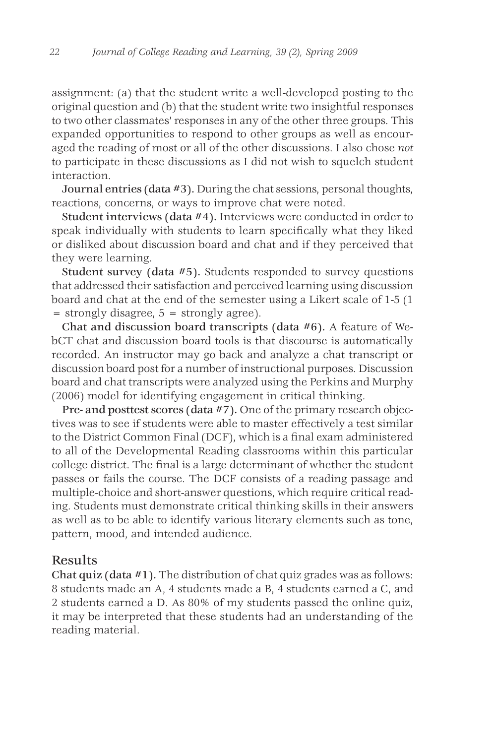assignment: (a) that the student write a well-developed posting to the original question and (b) that the student write two insightful responses to two other classmates' responses in any of the other three groups. This expanded opportunities to respond to other groups as well as encouraged the reading of most or all of the other discussions. I also chose *not* to participate in these discussions as I did not wish to squelch student interaction.

**Journal entries (data #3).** During the chat sessions, personal thoughts, reactions, concerns, or ways to improve chat were noted.

**Student interviews (data #4).** Interviews were conducted in order to speak individually with students to learn specifically what they liked or disliked about discussion board and chat and if they perceived that they were learning.

**Student survey (data #5).** Students responded to survey questions that addressed their satisfaction and perceived learning using discussion board and chat at the end of the semester using a Likert scale of 1-5 (1 = strongly disagree, 5 = strongly agree).

**Chat and discussion board transcripts (data #6).** A feature of WebCT chat and discussion board tools is that discourse is automatically recorded. An instructor may go back and analyze a chat transcript or discussion board post for a number of instructional purposes. Discussion board and chat transcripts were analyzed using the Perkins and Murphy (2006) model for identifying engagement in critical thinking.

**Pre- and posttest scores (data #7).** One of the primary research objectives was to see if students were able to master effectively a test similar to the District Common Final (DCF), which is a final exam administered to all of the Developmental Reading classrooms within this particular college district. The final is a large determinant of whether the student passes or fails the course. The DCF consists of a reading passage and multiple-choice and short-answer questions, which require critical reading. Students must demonstrate critical thinking skills in their answers as well as to be able to identify various literary elements such as tone, pattern, mood, and intended audience.

## Results

**Chat quiz (data #1).** The distribution of chat quiz grades was as follows: 8 students made an A, 4 students made a B, 4 students earned a C, and 2 students earned a D. As 80% of my students passed the online quiz, it may be interpreted that these students had an understanding of the reading material.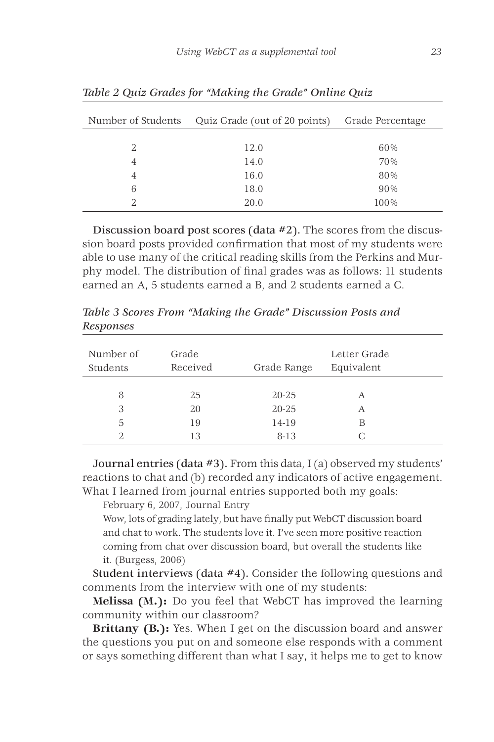*Table 2 Quiz Grades for "Making the Grade" Online Quiz*

| Number of Students | Quiz Grade (out of 20 points) | Grade Percentage |
|---|---|---|
| 2 | 12.0 | 60% |
| 4 | 14.0 | 70% |
| 4 | 16.0 | 80% |
| 6 | 18.0 | 90% |
| 2 | 20.0 | 100% |

**Discussion board post scores (data #2).** The scores from the discussion board posts provided confirmation that most of my students were able to use many of the critical reading skills from the Perkins and Murphy model. The distribution of final grades was as follows: 11 students earned an A, 5 students earned a B, and 2 students earned a C.

*Table 3 Scores From "Making the Grade" Discussion Posts and Responses*

| Number of Students | Grade Received | Grade Range | Letter Grade Equivalent |
|---|---|---|---|
| 8 | 25 | 20-25 | A |
| 3 | 20 | 20-25 | A |
| 5 | 19 | 14-19 | B |
| 2 | 13 | 8-13 | C |

**Journal entries (data #3).** From this data, I (a) observed my students' reactions to chat and (b) recorded any indicators of active engagement. What I learned from journal entries supported both my goals:

> February 6, 2007, Journal Entry
>
> Wow, lots of grading lately, but have finally put WebCT discussion board and chat to work. The students love it. I've seen more positive reaction coming from chat over discussion board, but overall the students like it. (Burgess, 2006)

**Student interviews (data #4).** Consider the following questions and comments from the interview with one of my students:

**Melissa (M.):** Do you feel that WebCT has improved the learning community within our classroom?

**Brittany (B.):** Yes. When I get on the discussion board and answer the questions you put on and someone else responds with a comment or says something different than what I say, it helps me to get to know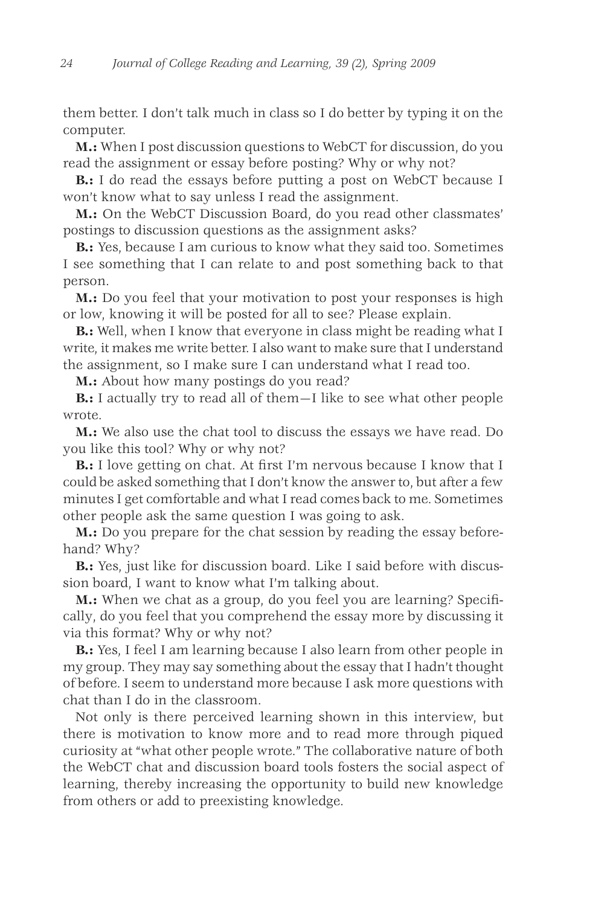them better. I don't talk much in class so I do better by typing it on the computer.

**M.:** When I post discussion questions to WebCT for discussion, do you read the assignment or essay before posting? Why or why not?

**B.:** I do read the essays before putting a post on WebCT because I won't know what to say unless I read the assignment.

**M.:** On the WebCT Discussion Board, do you read other classmates' postings to discussion questions as the assignment asks?

**B.:** Yes, because I am curious to know what they said too. Sometimes I see something that I can relate to and post something back to that person.

**M.:** Do you feel that your motivation to post your responses is high or low, knowing it will be posted for all to see? Please explain.

**B.:** Well, when I know that everyone in class might be reading what I write, it makes me write better. I also want to make sure that I understand the assignment, so I make sure I can understand what I read too.

**M.:** About how many postings do you read?

**B.:** I actually try to read all of them—I like to see what other people wrote.

**M.:** We also use the chat tool to discuss the essays we have read. Do you like this tool? Why or why not?

**B.:** I love getting on chat. At first I'm nervous because I know that I could be asked something that I don't know the answer to, but after a few minutes I get comfortable and what I read comes back to me. Sometimes other people ask the same question I was going to ask.

**M.:** Do you prepare for the chat session by reading the essay beforehand? Why?

**B.:** Yes, just like for discussion board. Like I said before with discussion board, I want to know what I'm talking about.

**M.:** When we chat as a group, do you feel you are learning? Specifically, do you feel that you comprehend the essay more by discussing it via this format? Why or why not?

**B.:** Yes, I feel I am learning because I also learn from other people in my group. They may say something about the essay that I hadn't thought of before. I seem to understand more because I ask more questions with chat than I do in the classroom.

Not only is there perceived learning shown in this interview, but there is motivation to know more and to read more through piqued curiosity at "what other people wrote." The collaborative nature of both the WebCT chat and discussion board tools fosters the social aspect of learning, thereby increasing the opportunity to build new knowledge from others or add to preexisting knowledge.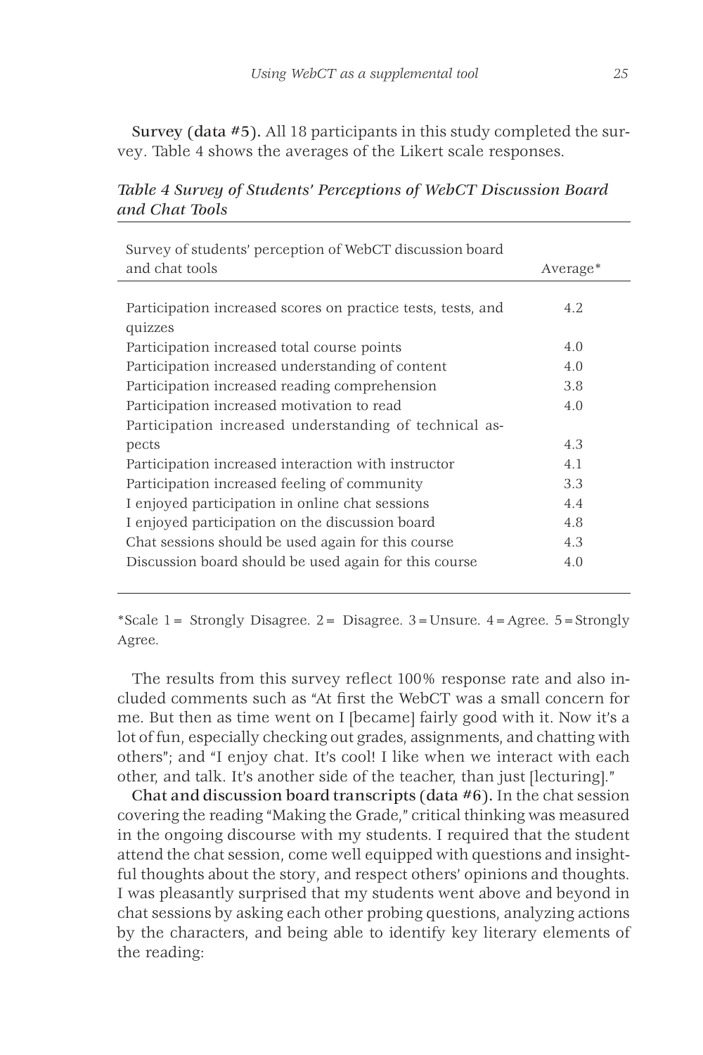**Survey (data #5).** All 18 participants in this study completed the survey. Table 4 shows the averages of the Likert scale responses.

*Table 4 Survey of Students' Perceptions of WebCT Discussion Board and Chat Tools*

| Survey of students' perception of WebCT discussion board and chat tools | Average* |
|---|---|
| Participation increased scores on practice tests, tests, and quizzes | 4.2 |
| Participation increased total course points | 4.0 |
| Participation increased understanding of content | 4.0 |
| Participation increased reading comprehension | 3.8 |
| Participation increased motivation to read | 4.0 |
| Participation increased understanding of technical aspects | 4.3 |
| Participation increased interaction with instructor | 4.1 |
| Participation increased feeling of community | 3.3 |
| I enjoyed participation in online chat sessions | 4.4 |
| I enjoyed participation on the discussion board | 4.8 |
| Chat sessions should be used again for this course | 4.3 |
| Discussion board should be used again for this course | 4.0 |

*Scale 1 = Strongly Disagree. 2 = Disagree. 3 = Unsure. 4 = Agree. 5 = Strongly Agree.

The results from this survey reflect 100% response rate and also included comments such as "At first the WebCT was a small concern for me. But then as time went on I [became] fairly good with it. Now it's a lot of fun, especially checking out grades, assignments, and chatting with others"; and "I enjoy chat. It's cool! I like when we interact with each other, and talk. It's another side of the teacher, than just [lecturing]."

**Chat and discussion board transcripts (data #6).** In the chat session covering the reading "Making the Grade," critical thinking was measured in the ongoing discourse with my students. I required that the student attend the chat session, come well equipped with questions and insightful thoughts about the story, and respect others' opinions and thoughts. I was pleasantly surprised that my students went above and beyond in chat sessions by asking each other probing questions, analyzing actions by the characters, and being able to identify key literary elements of the reading: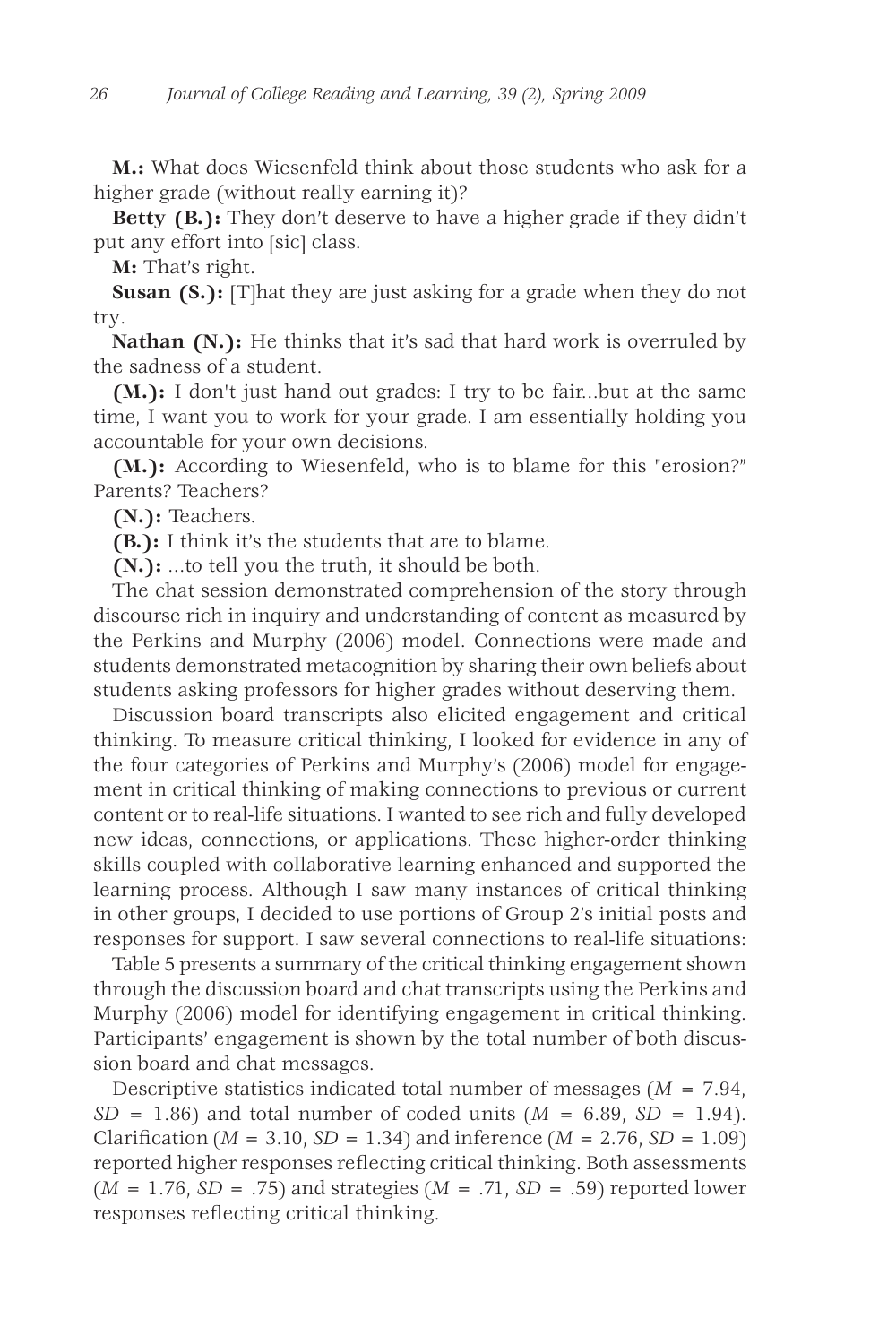**M.:** What does Wiesenfeld think about those students who ask for a higher grade (without really earning it)?

**Betty (B.):** They don't deserve to have a higher grade if they didn't put any effort into [sic] class.

**M:** That's right.

**Susan (S.):** [T]hat they are just asking for a grade when they do not try.

**Nathan (N.):** He thinks that it's sad that hard work is overruled by the sadness of a student.

**(M.):** I don't just hand out grades: I try to be fair...but at the same time, I want you to work for your grade. I am essentially holding you accountable for your own decisions.

**(M.):** According to Wiesenfeld, who is to blame for this "erosion?" Parents? Teachers?

**(N.):** Teachers.

**(B.):** I think it's the students that are to blame.

**(N.):** ...to tell you the truth, it should be both.

The chat session demonstrated comprehension of the story through discourse rich in inquiry and understanding of content as measured by the Perkins and Murphy (2006) model. Connections were made and students demonstrated metacognition by sharing their own beliefs about students asking professors for higher grades without deserving them.

Discussion board transcripts also elicited engagement and critical thinking. To measure critical thinking, I looked for evidence in any of the four categories of Perkins and Murphy's (2006) model for engagement in critical thinking of making connections to previous or current content or to real-life situations. I wanted to see rich and fully developed new ideas, connections, or applications. These higher-order thinking skills coupled with collaborative learning enhanced and supported the learning process. Although I saw many instances of critical thinking in other groups, I decided to use portions of Group 2's initial posts and responses for support. I saw several connections to real-life situations:

Table 5 presents a summary of the critical thinking engagement shown through the discussion board and chat transcripts using the Perkins and Murphy (2006) model for identifying engagement in critical thinking. Participants' engagement is shown by the total number of both discussion board and chat messages.

Descriptive statistics indicated total number of messages ($M$ = 7.94, $SD$ = 1.86) and total number of coded units ($M$ = 6.89, $SD$ = 1.94). Clarification ($M$ = 3.10, $SD$ = 1.34) and inference ($M$ = 2.76, $SD$ = 1.09) reported higher responses reflecting critical thinking. Both assessments ($M$ = 1.76, $SD$ = .75) and strategies ($M$ = .71, $SD$ = .59) reported lower responses reflecting critical thinking.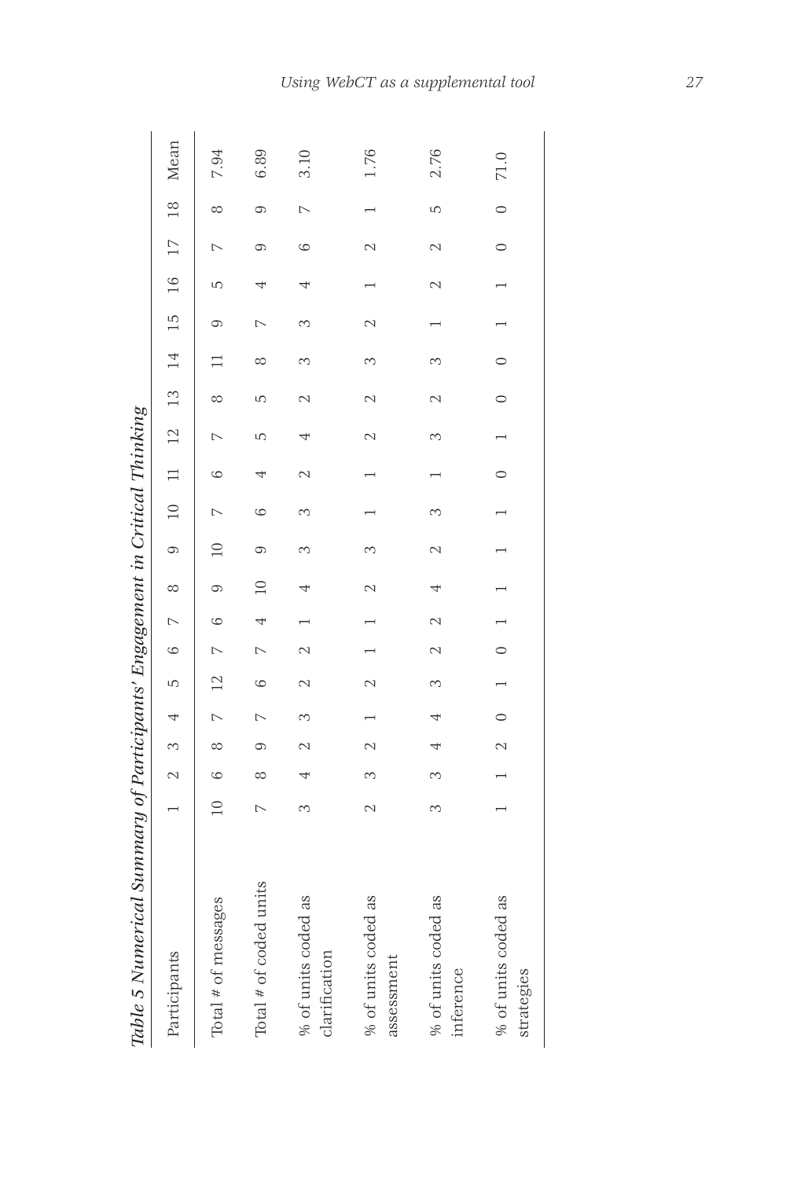*Table 5 Numerical Summary of Participants' Engagement in Critical Thinking*

| Participants | 1 | 2 | 3 | 4 | 5 | 6 | 7 | 8 | 9 | 10 | 11 | 12 | 13 | 14 | 15 | 16 | 17 | 18 | Mean |
|---|---|---|---|---|---|---|---|---|---|---|---|---|---|---|---|---|---|---|---|
| Total # of messages | 10 | 6 | 8 | 7 | 12 | 7 | 6 | 9 | 10 | 7 | 6 | 7 | 8 | 11 | 9 | 5 | 7 | 8 | 7.94 |
| Total # of coded units | 7 | 8 | 9 | 7 | 6 | 7 | 4 | 10 | 9 | 6 | 4 | 5 | 5 | 8 | 7 | 4 | 9 | 9 | 6.89 |
| % of units coded as clarification | 3 | 4 | 2 | 3 | 2 | 2 | 1 | 4 | 3 | 3 | 2 | 4 | 2 | 3 | 3 | 4 | 6 | 7 | 3.10 |
| % of units coded as assessment | 2 | 3 | 2 | 1 | 2 | 1 | 1 | 2 | 3 | 1 | 1 | 2 | 2 | 3 | 2 | 1 | 2 | 1 | 1.76 |
| % of units coded as inference | 3 | 3 | 4 | 4 | 3 | 2 | 2 | 4 | 2 | 3 | 1 | 3 | 2 | 3 | 1 | 2 | 2 | 5 | 2.76 |
| % of units coded as strategies | 1 | 1 | 2 | 0 | 1 | 0 | 1 | 1 | 1 | 1 | 0 | 1 | 0 | 0 | 1 | 1 | 0 | 0 | 71.0 |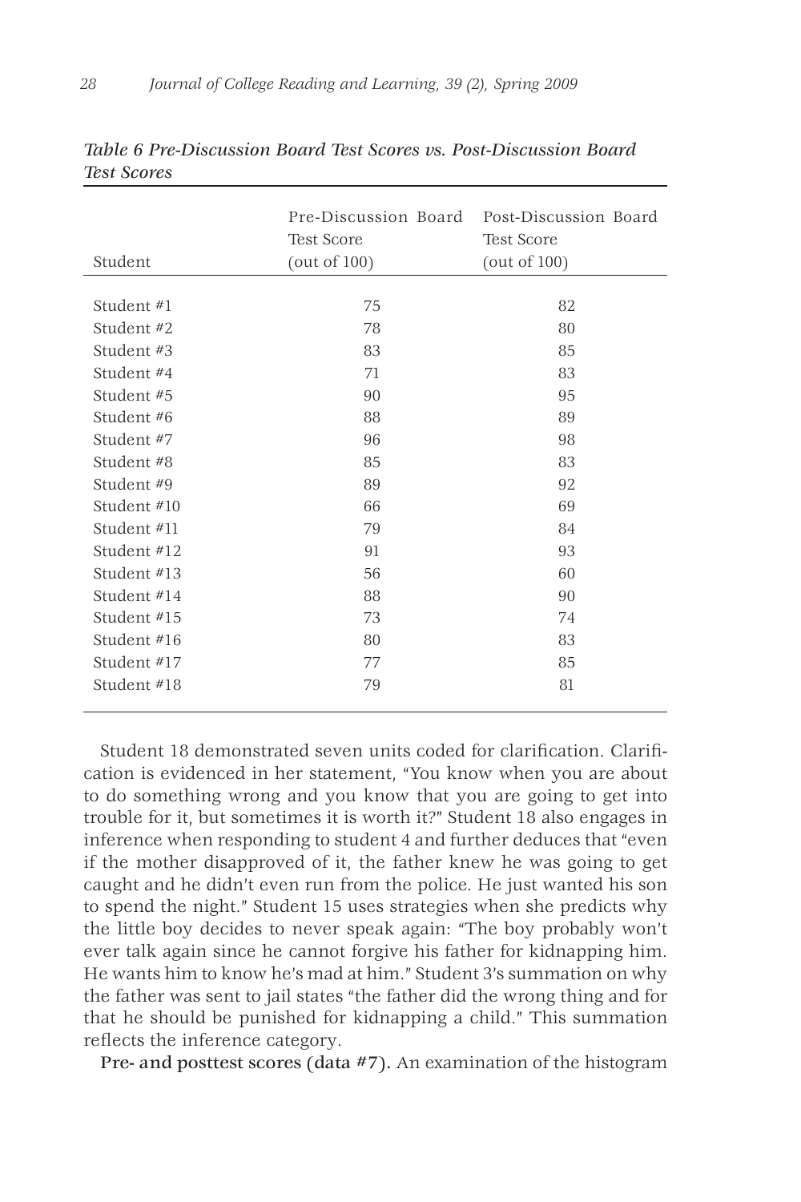*Table 6 Pre-Discussion Board Test Scores vs. Post-Discussion Board Test Scores*

| Student | Pre-Discussion Board Test Score (out of 100) | Post-Discussion Board Test Score (out of 100) |
|---|---|---|
| Student #1 | 75 | 82 |
| Student #2 | 78 | 80 |
| Student #3 | 83 | 85 |
| Student #4 | 71 | 83 |
| Student #5 | 90 | 95 |
| Student #6 | 88 | 89 |
| Student #7 | 96 | 98 |
| Student #8 | 85 | 83 |
| Student #9 | 89 | 92 |
| Student #10 | 66 | 69 |
| Student #11 | 79 | 84 |
| Student #12 | 91 | 93 |
| Student #13 | 56 | 60 |
| Student #14 | 88 | 90 |
| Student #15 | 73 | 74 |
| Student #16 | 80 | 83 |
| Student #17 | 77 | 85 |
| Student #18 | 79 | 81 |

Student 18 demonstrated seven units coded for clarification. Clarification is evidenced in her statement, "You know when you are about to do something wrong and you know that you are going to get into trouble for it, but sometimes it is worth it?" Student 18 also engages in inference when responding to student 4 and further deduces that "even if the mother disapproved of it, the father knew he was going to get caught and he didn't even run from the police. He just wanted his son to spend the night." Student 15 uses strategies when she predicts why the little boy decides to never speak again: "The boy probably won't ever talk again since he cannot forgive his father for kidnapping him. He wants him to know he's mad at him." Student 3's summation on why the father was sent to jail states "the father did the wrong thing and for that he should be punished for kidnapping a child." This summation reflects the inference category.

**Pre- and posttest scores (data #7).** An examination of the histogram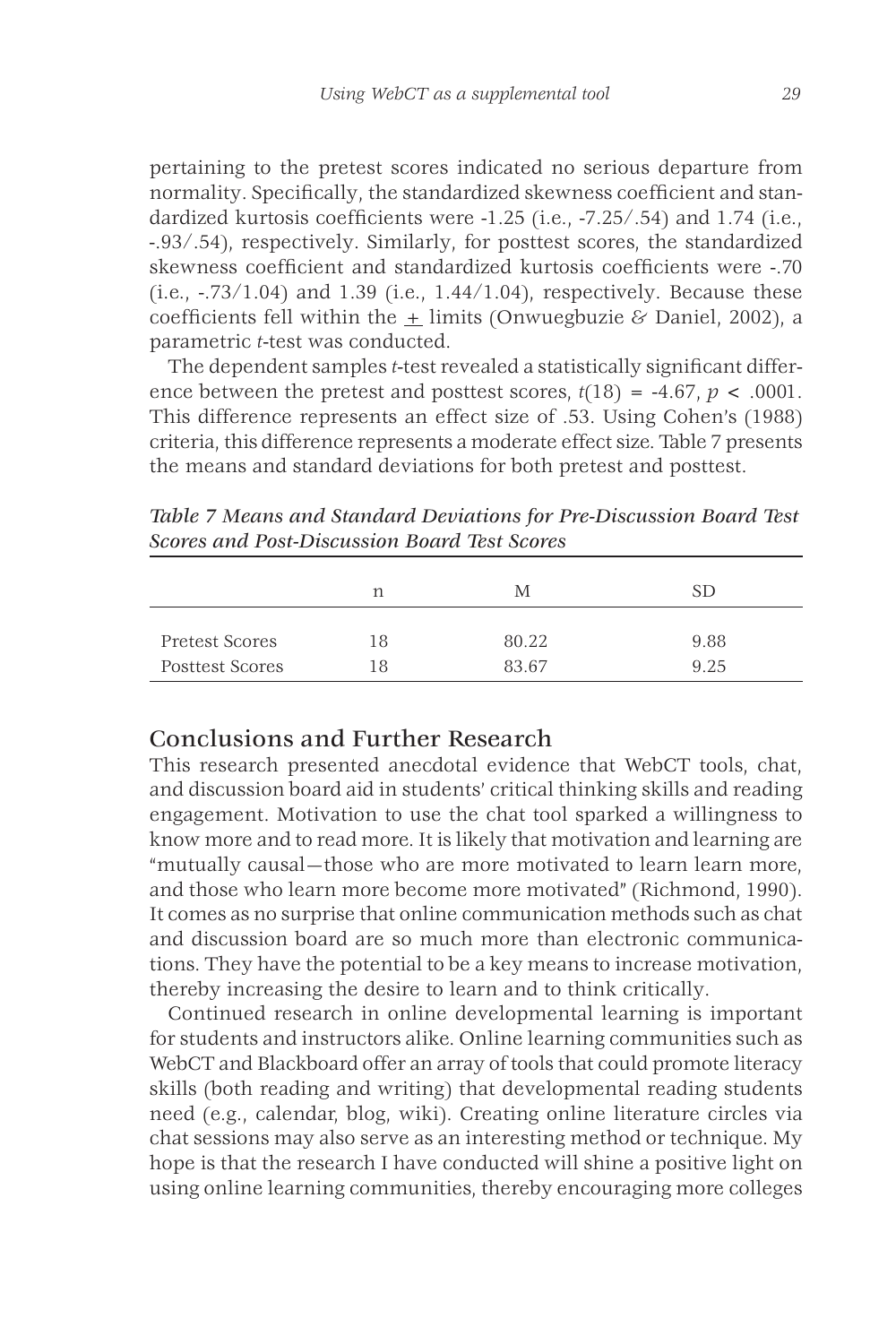pertaining to the pretest scores indicated no serious departure from normality. Specifically, the standardized skewness coefficient and standardized kurtosis coefficients were -1.25 (i.e., -7.25/.54) and 1.74 (i.e., -.93/.54), respectively. Similarly, for posttest scores, the standardized skewness coefficient and standardized kurtosis coefficients were -.70 (i.e., -.73/1.04) and 1.39 (i.e., 1.44/1.04), respectively. Because these coefficients fell within the $\pm$ limits (Onwuegbuzie & Daniel, 2002), a parametric *t*-test was conducted.

The dependent samples *t*-test revealed a statistically significant difference between the pretest and posttest scores, $t(18) = -4.67$, $p < .0001$. This difference represents an effect size of .53. Using Cohen's (1988) criteria, this difference represents a moderate effect size. Table 7 presents the means and standard deviations for both pretest and posttest.

***Table 7 Means and Standard Deviations for Pre-Discussion Board Test Scores and Post-Discussion Board Test Scores***

| | n | M | SD |
|---|---|---|---|
| Pretest Scores | 18 | 80.22 | 9.88 |
| Posttest Scores | 18 | 83.67 | 9.25 |

## Conclusions and Further Research

This research presented anecdotal evidence that WebCT tools, chat, and discussion board aid in students' critical thinking skills and reading engagement. Motivation to use the chat tool sparked a willingness to know more and to read more. It is likely that motivation and learning are "mutually causal—those who are more motivated to learn learn more, and those who learn more become more motivated" (Richmond, 1990). It comes as no surprise that online communication methods such as chat and discussion board are so much more than electronic communications. They have the potential to be a key means to increase motivation, thereby increasing the desire to learn and to think critically.

Continued research in online developmental learning is important for students and instructors alike. Online learning communities such as WebCT and Blackboard offer an array of tools that could promote literacy skills (both reading and writing) that developmental reading students need (e.g., calendar, blog, wiki). Creating online literature circles via chat sessions may also serve as an interesting method or technique. My hope is that the research I have conducted will shine a positive light on using online learning communities, thereby encouraging more colleges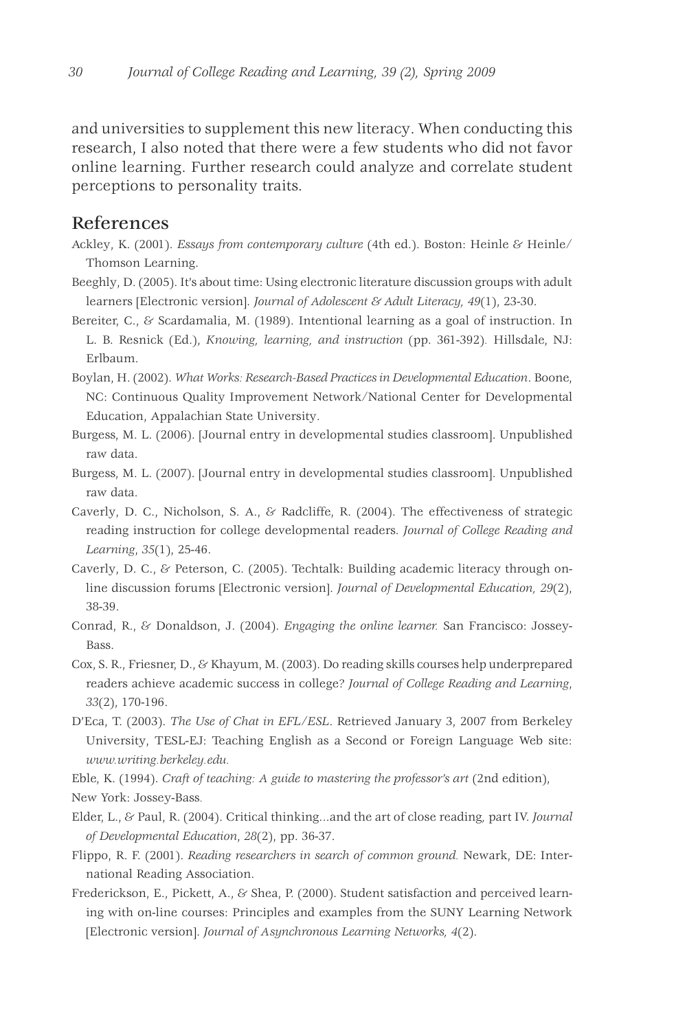and universities to supplement this new literacy. When conducting this research, I also noted that there were a few students who did not favor online learning. Further research could analyze and correlate student perceptions to personality traits.

## References

Ackley, K. (2001). *Essays from contemporary culture* (4th ed.). Boston: Heinle & Heinle/ Thomson Learning.

Beeghly, D. (2005). It's about time: Using electronic literature discussion groups with adult learners [Electronic version]. *Journal of Adolescent & Adult Literacy, 49*(1), 23-30.

Bereiter, C., & Scardamalia, M. (1989). Intentional learning as a goal of instruction. In L. B. Resnick (Ed.), *Knowing, learning, and instruction* (pp. 361-392). Hillsdale, NJ: Erlbaum.

Boylan, H. (2002). *What Works: Research-Based Practices in Developmental Education*. Boone, NC: Continuous Quality Improvement Network/National Center for Developmental Education, Appalachian State University.

Burgess, M. L. (2006). [Journal entry in developmental studies classroom]. Unpublished raw data.

Burgess, M. L. (2007). [Journal entry in developmental studies classroom]. Unpublished raw data.

Caverly, D. C., Nicholson, S. A., & Radcliffe, R. (2004). The effectiveness of strategic reading instruction for college developmental readers. *Journal of College Reading and Learning*, *35*(1), 25-46.

Caverly, D. C., & Peterson, C. (2005). Techtalk: Building academic literacy through on-line discussion forums [Electronic version]. *Journal of Developmental Education, 29*(2), 38-39.

Conrad, R., & Donaldson, J. (2004). *Engaging the online learner.* San Francisco: Jossey-Bass.

Cox, S. R., Friesner, D., & Khayum, M. (2003). Do reading skills courses help underprepared readers achieve academic success in college? *Journal of College Reading and Learning*, *33*(2), 170-196.

D'Eca, T. (2003). *The Use of Chat in EFL/ESL*. Retrieved January 3, 2007 from Berkeley University, TESL-EJ: Teaching English as a Second or Foreign Language Web site: *www.writing.berkeley.edu.*

Eble, K. (1994). *Craft of teaching: A guide to mastering the professor's art* (2nd edition), New York: Jossey-Bass.

Elder, L., & Paul, R. (2004). Critical thinking...and the art of close reading, part IV. *Journal of Developmental Education*, *28*(2), pp. 36-37.

Flippo, R. F. (2001). *Reading researchers in search of common ground.* Newark, DE: International Reading Association.

Frederickson, E., Pickett, A., & Shea, P. (2000). Student satisfaction and perceived learning with on-line courses: Principles and examples from the SUNY Learning Network [Electronic version]. *Journal of Asynchronous Learning Networks, 4*(2).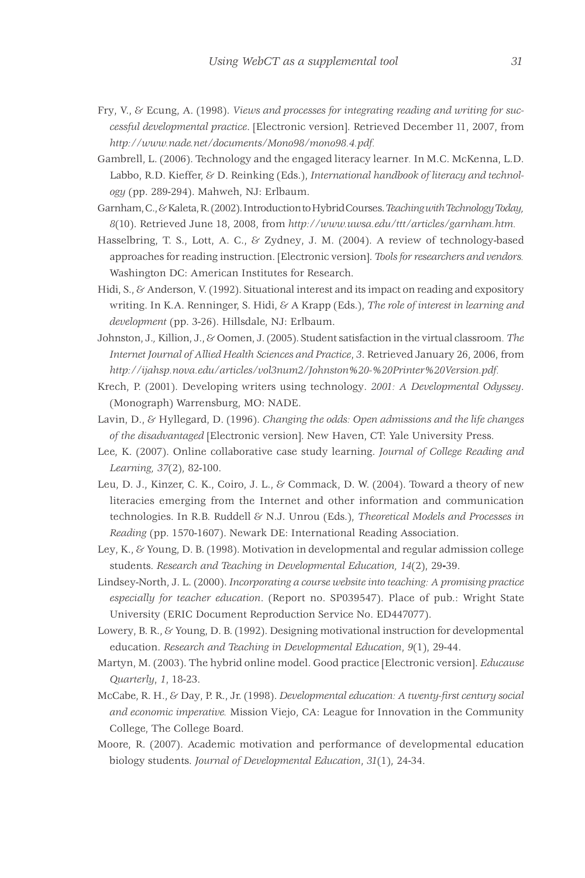Fry, V., & Ecung, A. (1998). *Views and processes for integrating reading and writing for successful developmental practice*. [Electronic version]. Retrieved December 11, 2007, from *http://www.nade.net/documents/Mono98/mono98.4.pdf.*

Gambrell, L. (2006). Technology and the engaged literacy learner. In M.C. McKenna, L.D. Labbo, R.D. Kieffer, & D. Reinking (Eds.), *International handbook of literacy and technology* (pp. 289-294). Mahweh, NJ: Erlbaum.

Garnham, C., & Kaleta, R. (2002). Introduction to Hybrid Courses. *Teaching with Technology Today, 8*(10). Retrieved June 18, 2008, from *http://www.uwsa.edu/ttt/articles/garnham.htm.*

Hasselbring, T. S., Lott, A. C., & Zydney, J. M. (2004). A review of technology-based approaches for reading instruction. [Electronic version]. *Tools for researchers and vendors.* Washington DC: American Institutes for Research.

Hidi, S., & Anderson, V. (1992). Situational interest and its impact on reading and expository writing. In K.A. Renninger, S. Hidi, & A Krapp (Eds.), *The role of interest in learning and development* (pp. 3-26). Hillsdale, NJ: Erlbaum.

Johnston, J., Killion, J., & Oomen, J. (2005). Student satisfaction in the virtual classroom. *The Internet Journal of Allied Health Sciences and Practice*, *3*. Retrieved January 26, 2006, from *http://ijahsp.nova.edu/articles/vol3num2/Johnston%20-%20Printer%20Version.pdf.*

Krech, P. (2001). Developing writers using technology. *2001: A Developmental Odyssey*. (Monograph) Warrensburg, MO: NADE.

Lavin, D., & Hyllegard, D. (1996). *Changing the odds: Open admissions and the life changes of the disadvantaged* [Electronic version]. New Haven, CT: Yale University Press.

Lee, K. (2007). Online collaborative case study learning. *Journal of College Reading and Learning, 37*(2), 82-100.

Leu, D. J., Kinzer, C. K., Coiro, J. L., & Commack, D. W. (2004). Toward a theory of new literacies emerging from the Internet and other information and communication technologies. In R.B. Ruddell & N.J. Unrou (Eds.), *Theoretical Models and Processes in Reading* (pp. 1570-1607). Newark DE: International Reading Association.

Ley, K., & Young, D. B. (1998). Motivation in developmental and regular admission college students. *Research and Teaching in Developmental Education, 14*(2), 29-39.

Lindsey-North, J. L. (2000). *Incorporating a course website into teaching: A promising practice especially for teacher education*. (Report no. SP039547). Place of pub.: Wright State University (ERIC Document Reproduction Service No. ED447077).

Lowery, B. R., & Young, D. B. (1992). Designing motivational instruction for developmental education. *Research and Teaching in Developmental Education*, *9*(1), 29-44.

Martyn, M. (2003). The hybrid online model. Good practice [Electronic version]. *Educause Quarterly*, *1*, 18-23.

McCabe, R. H., & Day, P. R., Jr. (1998). *Developmental education: A twenty-first century social and economic imperative.* Mission Viejo, CA: League for Innovation in the Community College, The College Board.

Moore, R. (2007). Academic motivation and performance of developmental education biology students. *Journal of Developmental Education*, *31*(1), 24-34.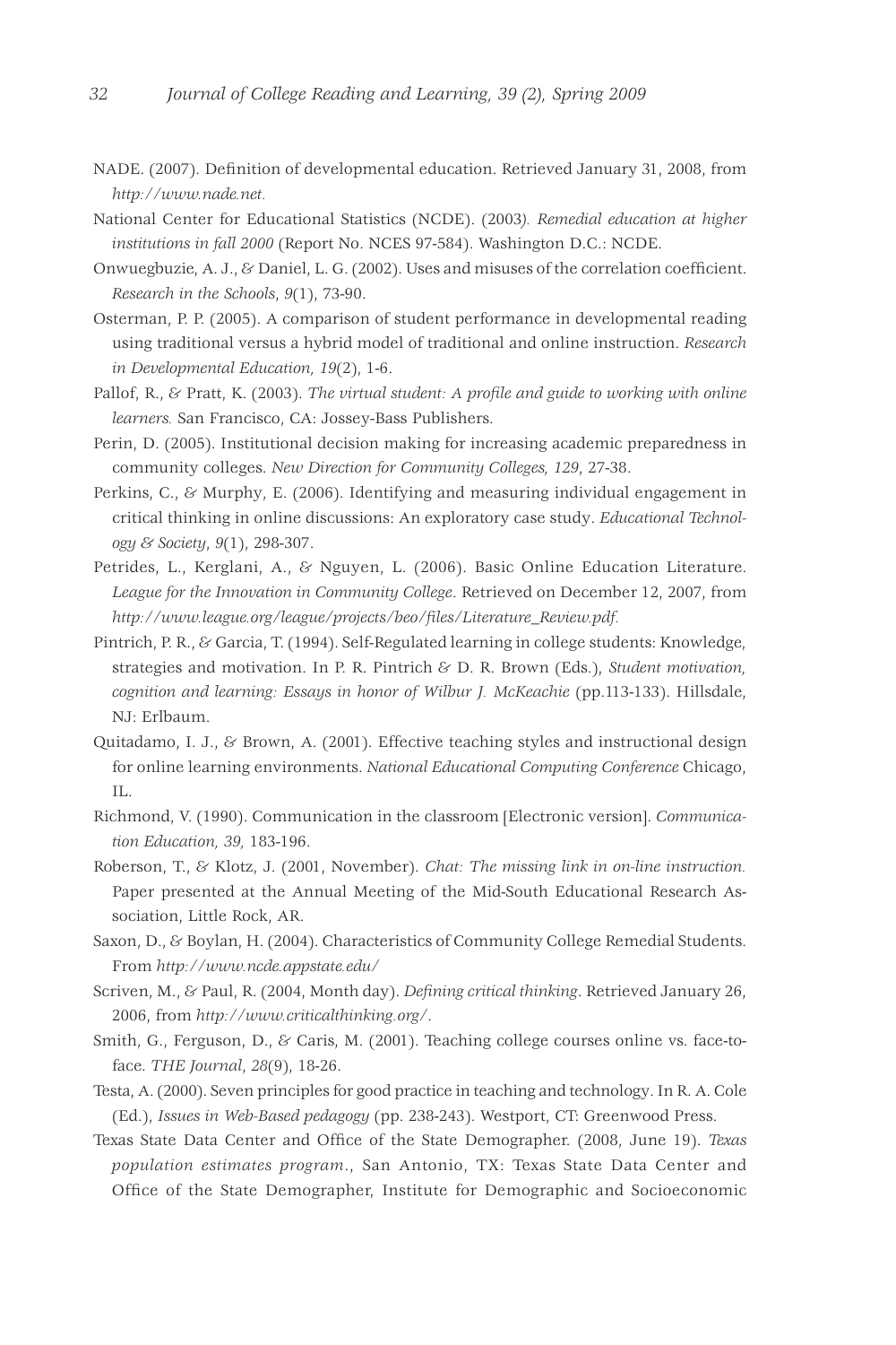NADE. (2007). Definition of developmental education. Retrieved January 31, 2008, from *http://www.nade.net.*

National Center for Educational Statistics (NCDE). (2003*). Remedial education at higher institutions in fall 2000* (Report No. NCES 97-584). Washington D.C.: NCDE.

Onwuegbuzie, A. J., & Daniel, L. G. (2002). Uses and misuses of the correlation coefficient. *Research in the Schools*, *9*(1), 73-90.

Osterman, P. P. (2005). A comparison of student performance in developmental reading using traditional versus a hybrid model of traditional and online instruction. *Research in Developmental Education, 19*(2), 1-6.

Pallof, R., & Pratt, K. (2003). *The virtual student: A profile and guide to working with online learners.* San Francisco, CA: Jossey-Bass Publishers.

Perin, D. (2005). Institutional decision making for increasing academic preparedness in community colleges. *New Direction for Community Colleges, 129*, 27-38.

Perkins, C., & Murphy, E. (2006). Identifying and measuring individual engagement in critical thinking in online discussions: An exploratory case study. *Educational Technology & Society*, *9*(1), 298-307.

Petrides, L., Kerglani, A., & Nguyen, L. (2006). Basic Online Education Literature. *League for the Innovation in Community College*. Retrieved on December 12, 2007, from *http://www.league.org/league/projects/beo/files/Literature_Review.pdf.*

Pintrich, P. R., & Garcia, T. (1994). Self-Regulated learning in college students: Knowledge, strategies and motivation. In P. R. Pintrich & D. R. Brown (Eds.), *Student motivation, cognition and learning: Essays in honor of Wilbur J. McKeachie* (pp.113-133). Hillsdale, NJ: Erlbaum.

Quitadamo, I. J., & Brown, A. (2001). Effective teaching styles and instructional design for online learning environments. *National Educational Computing Conference* Chicago, IL.

Richmond, V. (1990). Communication in the classroom [Electronic version]. *Communication Education, 39,* 183-196.

Roberson, T., & Klotz, J. (2001, November). *Chat: The missing link in on-line instruction.* Paper presented at the Annual Meeting of the Mid-South Educational Research Association, Little Rock, AR.

Saxon, D., & Boylan, H. (2004). Characteristics of Community College Remedial Students. From *http://www.ncde.appstate.edu/*

Scriven, M., & Paul, R. (2004, Month day). *Defining critical thinking*. Retrieved January 26, 2006, from *http://www.criticalthinking.org/*.

Smith, G., Ferguson, D., & Caris, M. (2001). Teaching college courses online vs. face-to-face. *THE Journal*, *28*(9), 18-26.

Testa, A. (2000). Seven principles for good practice in teaching and technology. In R. A. Cole (Ed.), *Issues in Web-Based pedagogy* (pp. 238-243). Westport, CT: Greenwood Press.

Texas State Data Center and Office of the State Demographer. (2008, June 19). *Texas population estimates program.*, San Antonio, TX: Texas State Data Center and Office of the State Demographer, Institute for Demographic and Socioeconomic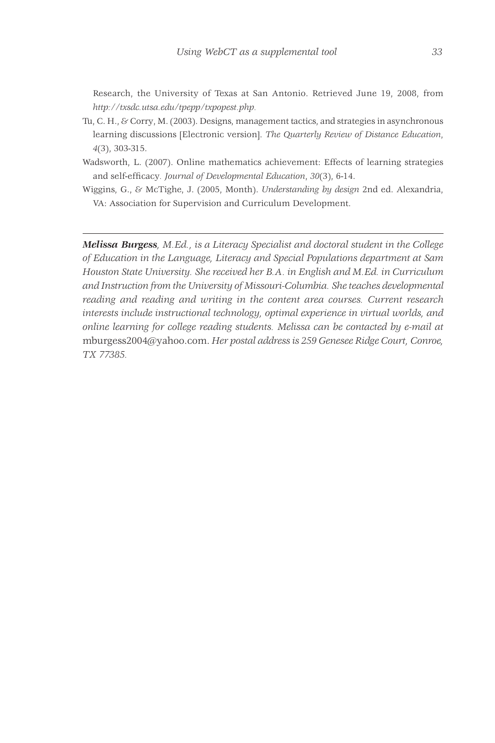Research, the University of Texas at San Antonio. Retrieved June 19, 2008, from *http://txsdc.utsa.edu/tpepp/txpopest.php.*

Tu, C. H., & Corry, M. (2003). Designs, management tactics, and strategies in asynchronous learning discussions [Electronic version]. *The Quarterly Review of Distance Education*, *4*(3), 303-315.

Wadsworth, L. (2007). Online mathematics achievement: Effects of learning strategies and self-efficacy. *Journal of Developmental Education*, *30*(3), 6-14.

Wiggins, G., & McTighe, J. (2005, Month). *Understanding by design* 2nd ed. Alexandria, VA: Association for Supervision and Curriculum Development.

---

***Melissa Burgess****, M.Ed., is a Literacy Specialist and doctoral student in the College of Education in the Language, Literacy and Special Populations department at Sam Houston State University. She received her B.A. in English and M.Ed. in Curriculum and Instruction from the University of Missouri-Columbia. She teaches developmental reading and reading and writing in the content area courses. Current research interests include instructional technology, optimal experience in virtual worlds, and online learning for college reading students. Melissa can be contacted by e-mail at* mburgess2004@yahoo.com. *Her postal address is 259 Genesee Ridge Court, Conroe, TX 77385.*